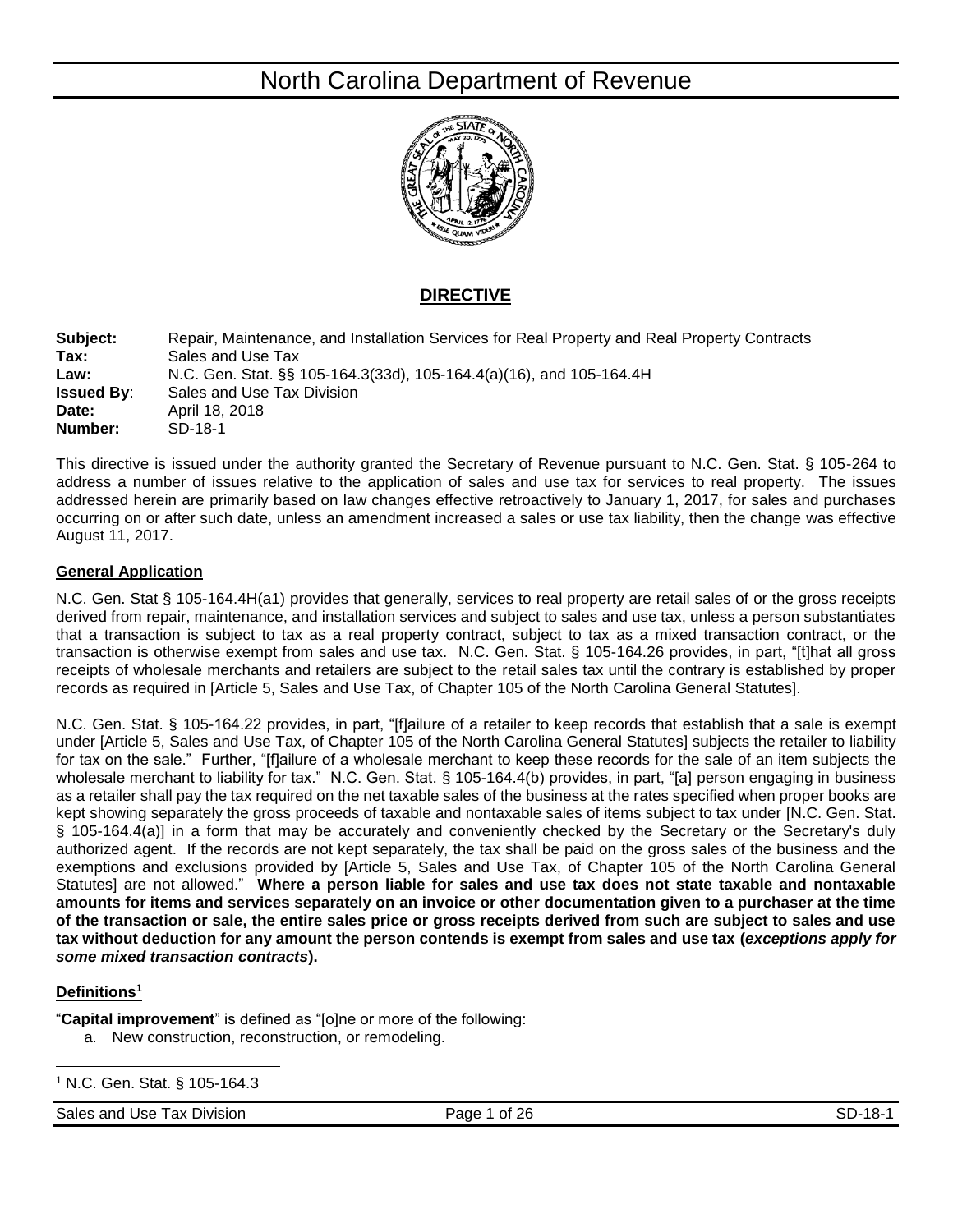# North Carolina Department of Revenue

## DIRECTIVE

**Subject:** Repair, Maintenance, and Installation Services for Real Property and Real Property Contracts
**Tax:** Sales and Use Tax
**Law:** N.C. Gen. Stat. §§ 105-164.3(33d), 105-164.4(a)(16), and 105-164.4H
**Issued By**: Sales and Use Tax Division
**Date:** April 18, 2018
**Number:** SD-18-1

This directive is issued under the authority granted the Secretary of Revenue pursuant to N.C. Gen. Stat. § 105-264 to address a number of issues relative to the application of sales and use tax for services to real property. The issues addressed herein are primarily based on law changes effective retroactively to January 1, 2017, for sales and purchases occurring on or after such date, unless an amendment increased a sales or use tax liability, then the change was effective August 11, 2017.

### General Application

N.C. Gen. Stat § 105-164.4H(a1) provides that generally, services to real property are retail sales of or the gross receipts derived from repair, maintenance, and installation services and subject to sales and use tax, unless a person substantiates that a transaction is subject to tax as a real property contract, subject to tax as a mixed transaction contract, or the transaction is otherwise exempt from sales and use tax. N.C. Gen. Stat. § 105-164.26 provides, in part, "[t]hat all gross receipts of wholesale merchants and retailers are subject to the retail sales tax until the contrary is established by proper records as required in [Article 5, Sales and Use Tax, of Chapter 105 of the North Carolina General Statutes].

N.C. Gen. Stat. § 105-164.22 provides, in part, "[f]ailure of a retailer to keep records that establish that a sale is exempt under [Article 5, Sales and Use Tax, of Chapter 105 of the North Carolina General Statutes] subjects the retailer to liability for tax on the sale." Further, "[f]ailure of a wholesale merchant to keep these records for the sale of an item subjects the wholesale merchant to liability for tax." N.C. Gen. Stat. § 105-164.4(b) provides, in part, "[a] person engaging in business as a retailer shall pay the tax required on the net taxable sales of the business at the rates specified when proper books are kept showing separately the gross proceeds of taxable and nontaxable sales of items subject to tax under [N.C. Gen. Stat. § 105-164.4(a)] in a form that may be accurately and conveniently checked by the Secretary or the Secretary's duly authorized agent. If the records are not kept separately, the tax shall be paid on the gross sales of the business and the exemptions and exclusions provided by [Article 5, Sales and Use Tax, of Chapter 105 of the North Carolina General Statutes] are not allowed." **Where a person liable for sales and use tax does not state taxable and nontaxable amounts for items and services separately on an invoice or other documentation given to a purchaser at the time of the transaction or sale, the entire sales price or gross receipts derived from such are subject to sales and use tax without deduction for any amount the person contends is exempt from sales and use tax (*exceptions apply for some mixed transaction contracts*).**

### Definitions[1]

"**Capital improvement**" is defined as "[o]ne or more of the following:

a. New construction, reconstruction, or remodeling.

[1] N.C. Gen. Stat. § 105-164.3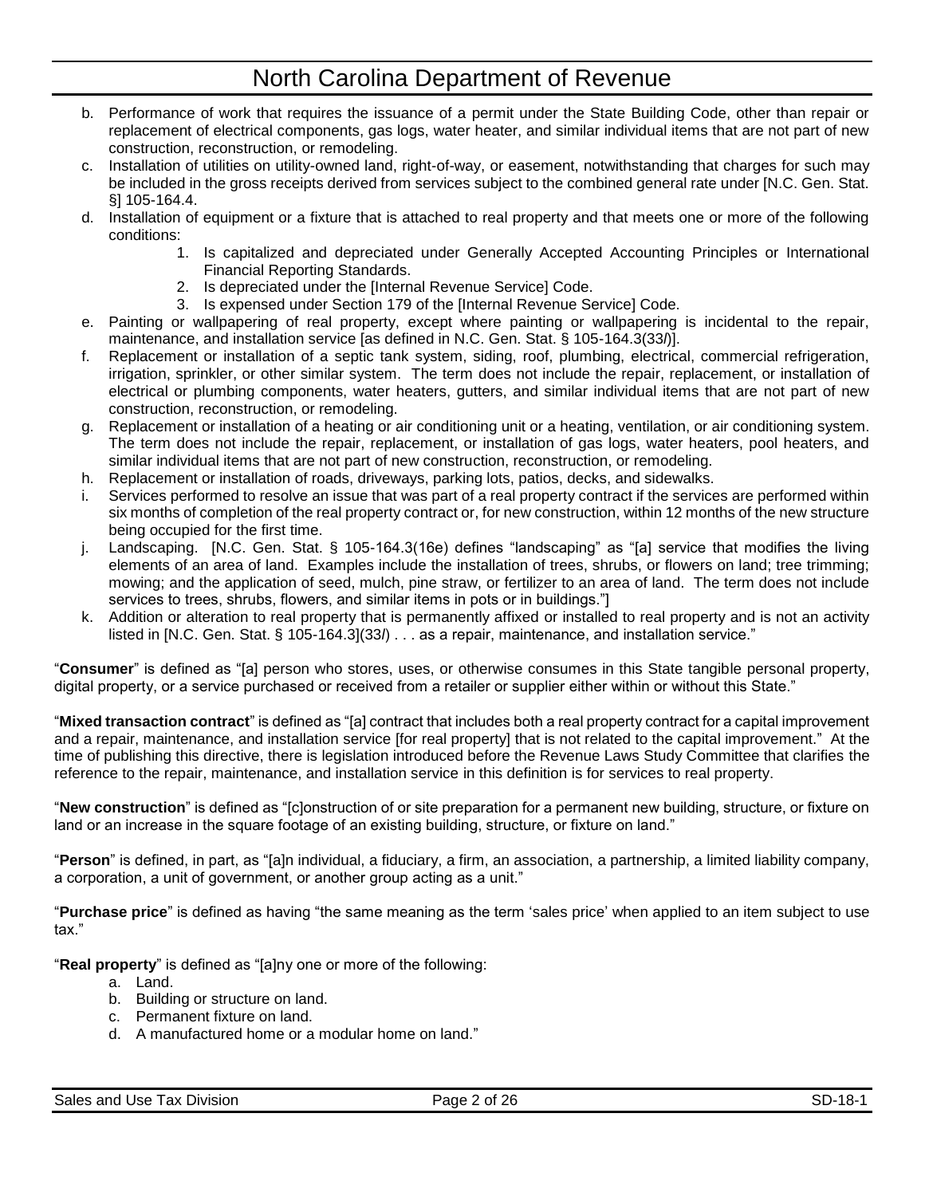b. Performance of work that requires the issuance of a permit under the State Building Code, other than repair or replacement of electrical components, gas logs, water heater, and similar individual items that are not part of new construction, reconstruction, or remodeling.
c. Installation of utilities on utility-owned land, right-of-way, or easement, notwithstanding that charges for such may be included in the gross receipts derived from services subject to the combined general rate under [N.C. Gen. Stat. §] 105-164.4.
d. Installation of equipment or a fixture that is attached to real property and that meets one or more of the following conditions:
    1. Is capitalized and depreciated under Generally Accepted Accounting Principles or International Financial Reporting Standards.
    2. Is depreciated under the [Internal Revenue Service] Code.
    3. Is expensed under Section 179 of the [Internal Revenue Service] Code.
e. Painting or wallpapering of real property, except where painting or wallpapering is incidental to the repair, maintenance, and installation service [as defined in N.C. Gen. Stat. § 105-164.3(33*l*)].
f. Replacement or installation of a septic tank system, siding, roof, plumbing, electrical, commercial refrigeration, irrigation, sprinkler, or other similar system. The term does not include the repair, replacement, or installation of electrical or plumbing components, water heaters, gutters, and similar individual items that are not part of new construction, reconstruction, or remodeling.
g. Replacement or installation of a heating or air conditioning unit or a heating, ventilation, or air conditioning system. The term does not include the repair, replacement, or installation of gas logs, water heaters, pool heaters, and similar individual items that are not part of new construction, reconstruction, or remodeling.
h. Replacement or installation of roads, driveways, parking lots, patios, decks, and sidewalks.
i. Services performed to resolve an issue that was part of a real property contract if the services are performed within six months of completion of the real property contract or, for new construction, within 12 months of the new structure being occupied for the first time.
j. Landscaping. [N.C. Gen. Stat. § 105-164.3(16e) defines "landscaping" as "[a] service that modifies the living elements of an area of land. Examples include the installation of trees, shrubs, or flowers on land; tree trimming; mowing; and the application of seed, mulch, pine straw, or fertilizer to an area of land. The term does not include services to trees, shrubs, flowers, and similar items in pots or in buildings."]
k. Addition or alteration to real property that is permanently affixed or installed to real property and is not an activity listed in [N.C. Gen. Stat. § 105-164.3](33*l*) . . . as a repair, maintenance, and installation service."

"**Consumer**" is defined as "[a] person who stores, uses, or otherwise consumes in this State tangible personal property, digital property, or a service purchased or received from a retailer or supplier either within or without this State."

"**Mixed transaction contract**" is defined as "[a] contract that includes both a real property contract for a capital improvement and a repair, maintenance, and installation service [for real property] that is not related to the capital improvement." At the time of publishing this directive, there is legislation introduced before the Revenue Laws Study Committee that clarifies the reference to the repair, maintenance, and installation service in this definition is for services to real property.

"**New construction**" is defined as "[c]onstruction of or site preparation for a permanent new building, structure, or fixture on land or an increase in the square footage of an existing building, structure, or fixture on land."

"**Person**" is defined, in part, as "[a]n individual, a fiduciary, a firm, an association, a partnership, a limited liability company, a corporation, a unit of government, or another group acting as a unit."

"**Purchase price**" is defined as having "the same meaning as the term 'sales price' when applied to an item subject to use tax."

"**Real property**" is defined as "[a]ny one or more of the following:

a. Land.
b. Building or structure on land.
c. Permanent fixture on land.
d. A manufactured home or a modular home on land."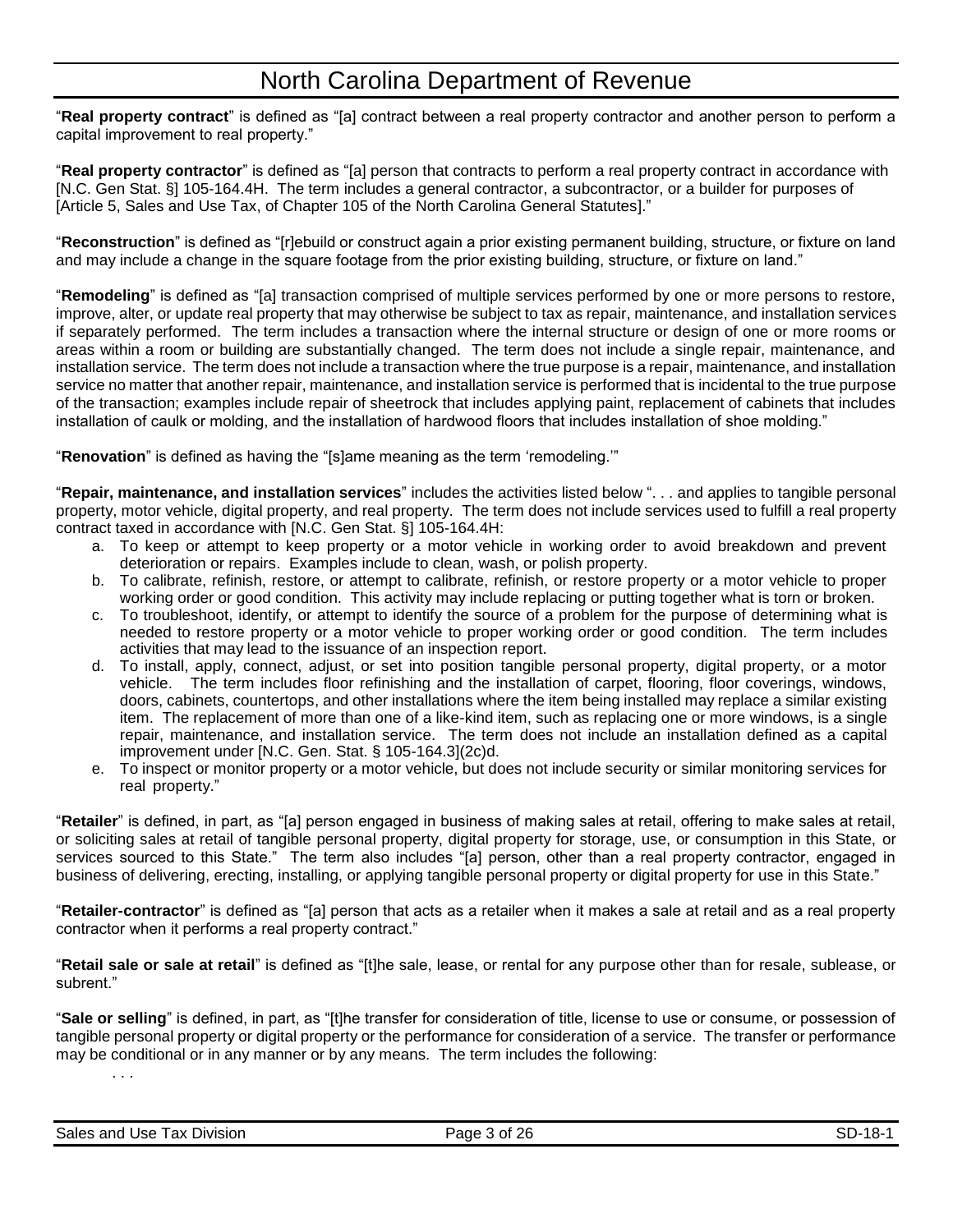"**Real property contract**" is defined as "[a] contract between a real property contractor and another person to perform a capital improvement to real property."

"**Real property contractor**" is defined as "[a] person that contracts to perform a real property contract in accordance with [N.C. Gen Stat. §] 105-164.4H. The term includes a general contractor, a subcontractor, or a builder for purposes of [Article 5, Sales and Use Tax, of Chapter 105 of the North Carolina General Statutes]."

"**Reconstruction**" is defined as "[r]ebuild or construct again a prior existing permanent building, structure, or fixture on land and may include a change in the square footage from the prior existing building, structure, or fixture on land."

"**Remodeling**" is defined as "[a] transaction comprised of multiple services performed by one or more persons to restore, improve, alter, or update real property that may otherwise be subject to tax as repair, maintenance, and installation services if separately performed. The term includes a transaction where the internal structure or design of one or more rooms or areas within a room or building are substantially changed. The term does not include a single repair, maintenance, and installation service. The term does not include a transaction where the true purpose is a repair, maintenance, and installation service no matter that another repair, maintenance, and installation service is performed that is incidental to the true purpose of the transaction; examples include repair of sheetrock that includes applying paint, replacement of cabinets that includes installation of caulk or molding, and the installation of hardwood floors that includes installation of shoe molding."

"**Renovation**" is defined as having the "[s]ame meaning as the term 'remodeling.'"

"**Repair, maintenance, and installation services**" includes the activities listed below ". . . and applies to tangible personal property, motor vehicle, digital property, and real property. The term does not include services used to fulfill a real property contract taxed in accordance with [N.C. Gen Stat. §] 105-164.4H:

a. To keep or attempt to keep property or a motor vehicle in working order to avoid breakdown and prevent deterioration or repairs. Examples include to clean, wash, or polish property.
b. To calibrate, refinish, restore, or attempt to calibrate, refinish, or restore property or a motor vehicle to proper working order or good condition. This activity may include replacing or putting together what is torn or broken.
c. To troubleshoot, identify, or attempt to identify the source of a problem for the purpose of determining what is needed to restore property or a motor vehicle to proper working order or good condition. The term includes activities that may lead to the issuance of an inspection report.
d. To install, apply, connect, adjust, or set into position tangible personal property, digital property, or a motor vehicle. The term includes floor refinishing and the installation of carpet, flooring, floor coverings, windows, doors, cabinets, countertops, and other installations where the item being installed may replace a similar existing item. The replacement of more than one of a like-kind item, such as replacing one or more windows, is a single repair, maintenance, and installation service. The term does not include an installation defined as a capital improvement under [N.C. Gen. Stat. § 105-164.3](2c)d.
e. To inspect or monitor property or a motor vehicle, but does not include security or similar monitoring services for real property."

"**Retailer**" is defined, in part, as "[a] person engaged in business of making sales at retail, offering to make sales at retail, or soliciting sales at retail of tangible personal property, digital property for storage, use, or consumption in this State, or services sourced to this State." The term also includes "[a] person, other than a real property contractor, engaged in business of delivering, erecting, installing, or applying tangible personal property or digital property for use in this State."

"**Retailer-contractor**" is defined as "[a] person that acts as a retailer when it makes a sale at retail and as a real property contractor when it performs a real property contract."

"**Retail sale or sale at retail**" is defined as "[t]he sale, lease, or rental for any purpose other than for resale, sublease, or subrent."

"**Sale or selling**" is defined, in part, as "[t]he transfer for consideration of title, license to use or consume, or possession of tangible personal property or digital property or the performance for consideration of a service. The transfer or performance may be conditional or in any manner or by any means. The term includes the following:

. . .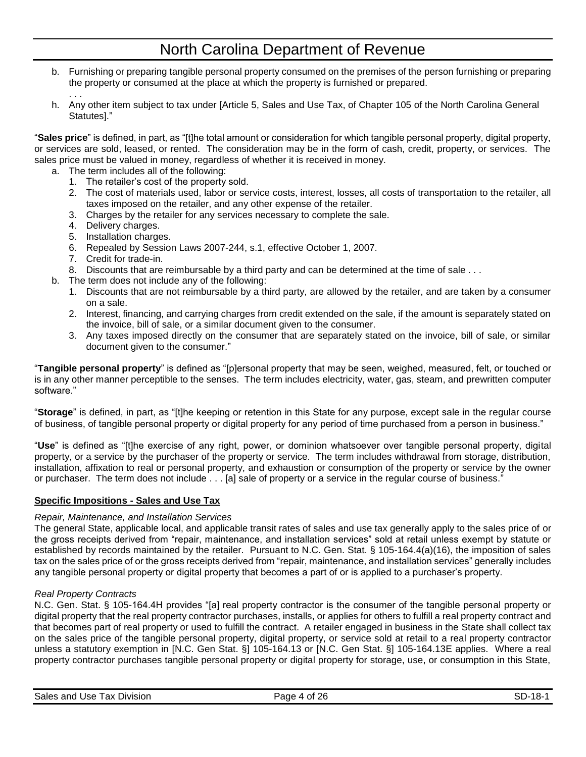b. Furnishing or preparing tangible personal property consumed on the premises of the person furnishing or preparing the property or consumed at the place at which the property is furnished or prepared.

. . .

h. Any other item subject to tax under [Article 5, Sales and Use Tax, of Chapter 105 of the North Carolina General Statutes]."

"**Sales price**" is defined, in part, as "[t]he total amount or consideration for which tangible personal property, digital property, or services are sold, leased, or rented. The consideration may be in the form of cash, credit, property, or services. The sales price must be valued in money, regardless of whether it is received in money.

- a. The term includes all of the following:
  1. The retailer's cost of the property sold.
  2. The cost of materials used, labor or service costs, interest, losses, all costs of transportation to the retailer, all taxes imposed on the retailer, and any other expense of the retailer.
  3. Charges by the retailer for any services necessary to complete the sale.
  4. Delivery charges.
  5. Installation charges.
  6. Repealed by Session Laws 2007-244, s.1, effective October 1, 2007.
  7. Credit for trade-in.
  8. Discounts that are reimbursable by a third party and can be determined at the time of sale . . .
- b. The term does not include any of the following:
  1. Discounts that are not reimbursable by a third party, are allowed by the retailer, and are taken by a consumer on a sale.
  2. Interest, financing, and carrying charges from credit extended on the sale, if the amount is separately stated on the invoice, bill of sale, or a similar document given to the consumer.
  3. Any taxes imposed directly on the consumer that are separately stated on the invoice, bill of sale, or similar document given to the consumer."

"**Tangible personal property**" is defined as "[p]ersonal property that may be seen, weighed, measured, felt, or touched or is in any other manner perceptible to the senses. The term includes electricity, water, gas, steam, and prewritten computer software."

"**Storage**" is defined, in part, as "[t]he keeping or retention in this State for any purpose, except sale in the regular course of business, of tangible personal property or digital property for any period of time purchased from a person in business."

"**Use**" is defined as "[t]he exercise of any right, power, or dominion whatsoever over tangible personal property, digital property, or a service by the purchaser of the property or service. The term includes withdrawal from storage, distribution, installation, affixation to real or personal property, and exhaustion or consumption of the property or service by the owner or purchaser. The term does not include . . . [a] sale of property or a service in the regular course of business."

**Specific Impositions - Sales and Use Tax**

*Repair, Maintenance, and Installation Services*

The general State, applicable local, and applicable transit rates of sales and use tax generally apply to the sales price of or the gross receipts derived from "repair, maintenance, and installation services" sold at retail unless exempt by statute or established by records maintained by the retailer. Pursuant to N.C. Gen. Stat. § 105-164.4(a)(16), the imposition of sales tax on the sales price of or the gross receipts derived from "repair, maintenance, and installation services" generally includes any tangible personal property or digital property that becomes a part of or is applied to a purchaser's property.

*Real Property Contracts*

N.C. Gen. Stat. § 105-164.4H provides "[a] real property contractor is the consumer of the tangible personal property or digital property that the real property contractor purchases, installs, or applies for others to fulfill a real property contract and that becomes part of real property or used to fulfill the contract. A retailer engaged in business in the State shall collect tax on the sales price of the tangible personal property, digital property, or service sold at retail to a real property contractor unless a statutory exemption in [N.C. Gen Stat. §] 105-164.13 or [N.C. Gen Stat. §] 105-164.13E applies. Where a real property contractor purchases tangible personal property or digital property for storage, use, or consumption in this State,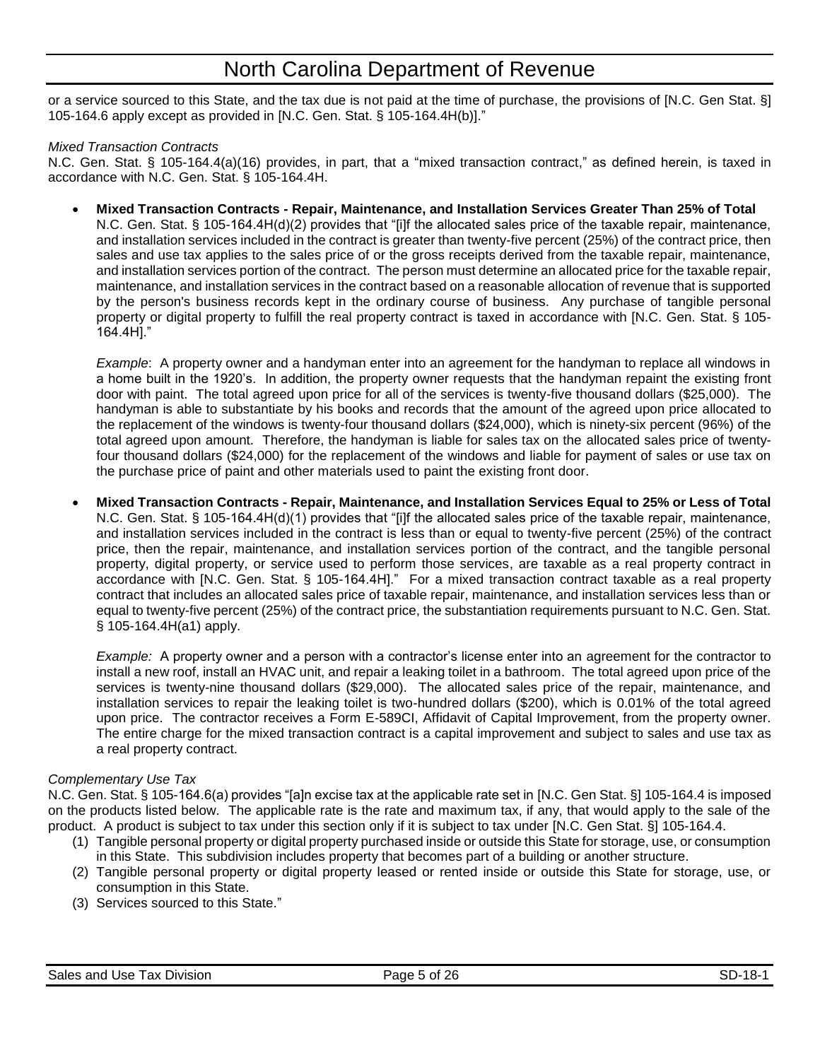or a service sourced to this State, and the tax due is not paid at the time of purchase, the provisions of [N.C. Gen Stat. §] 105-164.6 apply except as provided in [N.C. Gen. Stat. § 105-164.4H(b)]."

*Mixed Transaction Contracts*

N.C. Gen. Stat. § 105-164.4(a)(16) provides, in part, that a "mixed transaction contract," as defined herein, is taxed in accordance with N.C. Gen. Stat. § 105-164.4H.

- **Mixed Transaction Contracts - Repair, Maintenance, and Installation Services Greater Than 25% of Total**
  N.C. Gen. Stat. § 105-164.4H(d)(2) provides that "[i]f the allocated sales price of the taxable repair, maintenance, and installation services included in the contract is greater than twenty-five percent (25%) of the contract price, then sales and use tax applies to the sales price of or the gross receipts derived from the taxable repair, maintenance, and installation services portion of the contract. The person must determine an allocated price for the taxable repair, maintenance, and installation services in the contract based on a reasonable allocation of revenue that is supported by the person's business records kept in the ordinary course of business. Any purchase of tangible personal property or digital property to fulfill the real property contract is taxed in accordance with [N.C. Gen. Stat. § 105-164.4H]."

  *Example*: A property owner and a handyman enter into an agreement for the handyman to replace all windows in a home built in the 1920's. In addition, the property owner requests that the handyman repaint the existing front door with paint. The total agreed upon price for all of the services is twenty-five thousand dollars ($25,000). The handyman is able to substantiate by his books and records that the amount of the agreed upon price allocated to the replacement of the windows is twenty-four thousand dollars ($24,000), which is ninety-six percent (96%) of the total agreed upon amount. Therefore, the handyman is liable for sales tax on the allocated sales price of twenty-four thousand dollars ($24,000) for the replacement of the windows and liable for payment of sales or use tax on the purchase price of paint and other materials used to paint the existing front door.

- **Mixed Transaction Contracts - Repair, Maintenance, and Installation Services Equal to 25% or Less of Total**
  N.C. Gen. Stat. § 105-164.4H(d)(1) provides that "[i]f the allocated sales price of the taxable repair, maintenance, and installation services included in the contract is less than or equal to twenty-five percent (25%) of the contract price, then the repair, maintenance, and installation services portion of the contract, and the tangible personal property, digital property, or service used to perform those services, are taxable as a real property contract in accordance with [N.C. Gen. Stat. § 105-164.4H]." For a mixed transaction contract taxable as a real property contract that includes an allocated sales price of taxable repair, maintenance, and installation services less than or equal to twenty-five percent (25%) of the contract price, the substantiation requirements pursuant to N.C. Gen. Stat. § 105-164.4H(a1) apply.

  *Example:* A property owner and a person with a contractor's license enter into an agreement for the contractor to install a new roof, install an HVAC unit, and repair a leaking toilet in a bathroom. The total agreed upon price of the services is twenty-nine thousand dollars ($29,000). The allocated sales price of the repair, maintenance, and installation services to repair the leaking toilet is two-hundred dollars ($200), which is 0.01% of the total agreed upon price. The contractor receives a Form E-589CI, Affidavit of Capital Improvement, from the property owner. The entire charge for the mixed transaction contract is a capital improvement and subject to sales and use tax as a real property contract.

*Complementary Use Tax*

N.C. Gen. Stat. § 105-164.6(a) provides "[a]n excise tax at the applicable rate set in [N.C. Gen Stat. §] 105-164.4 is imposed on the products listed below. The applicable rate is the rate and maximum tax, if any, that would apply to the sale of the product. A product is subject to tax under this section only if it is subject to tax under [N.C. Gen Stat. §] 105-164.4.

1. Tangible personal property or digital property purchased inside or outside this State for storage, use, or consumption in this State. This subdivision includes property that becomes part of a building or another structure.
2. Tangible personal property or digital property leased or rented inside or outside this State for storage, use, or consumption in this State.
3. Services sourced to this State."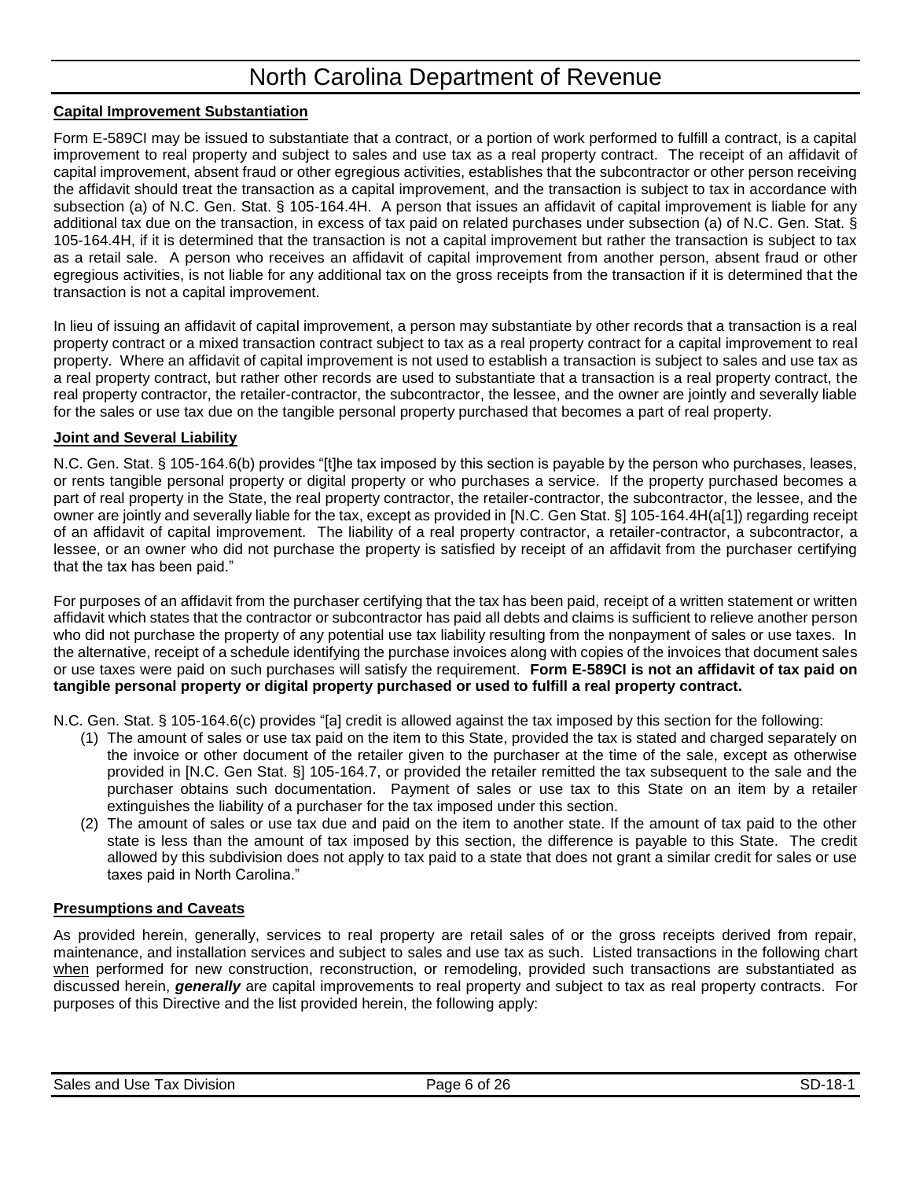**Capital Improvement Substantiation**

Form E-589CI may be issued to substantiate that a contract, or a portion of work performed to fulfill a contract, is a capital improvement to real property and subject to sales and use tax as a real property contract. The receipt of an affidavit of capital improvement, absent fraud or other egregious activities, establishes that the subcontractor or other person receiving the affidavit should treat the transaction as a capital improvement, and the transaction is subject to tax in accordance with subsection (a) of N.C. Gen. Stat. § 105-164.4H. A person that issues an affidavit of capital improvement is liable for any additional tax due on the transaction, in excess of tax paid on related purchases under subsection (a) of N.C. Gen. Stat. § 105-164.4H, if it is determined that the transaction is not a capital improvement but rather the transaction is subject to tax as a retail sale. A person who receives an affidavit of capital improvement from another person, absent fraud or other egregious activities, is not liable for any additional tax on the gross receipts from the transaction if it is determined that the transaction is not a capital improvement.

In lieu of issuing an affidavit of capital improvement, a person may substantiate by other records that a transaction is a real property contract or a mixed transaction contract subject to tax as a real property contract for a capital improvement to real property. Where an affidavit of capital improvement is not used to establish a transaction is subject to sales and use tax as a real property contract, but rather other records are used to substantiate that a transaction is a real property contract, the real property contractor, the retailer-contractor, the subcontractor, the lessee, and the owner are jointly and severally liable for the sales or use tax due on the tangible personal property purchased that becomes a part of real property.

**Joint and Several Liability**

N.C. Gen. Stat. § 105-164.6(b) provides "[t]he tax imposed by this section is payable by the person who purchases, leases, or rents tangible personal property or digital property or who purchases a service. If the property purchased becomes a part of real property in the State, the real property contractor, the retailer-contractor, the subcontractor, the lessee, and the owner are jointly and severally liable for the tax, except as provided in [N.C. Gen Stat. §] 105-164.4H(a[1]) regarding receipt of an affidavit of capital improvement. The liability of a real property contractor, a retailer-contractor, a subcontractor, a lessee, or an owner who did not purchase the property is satisfied by receipt of an affidavit from the purchaser certifying that the tax has been paid."

For purposes of an affidavit from the purchaser certifying that the tax has been paid, receipt of a written statement or written affidavit which states that the contractor or subcontractor has paid all debts and claims is sufficient to relieve another person who did not purchase the property of any potential use tax liability resulting from the nonpayment of sales or use taxes. In the alternative, receipt of a schedule identifying the purchase invoices along with copies of the invoices that document sales or use taxes were paid on such purchases will satisfy the requirement. **Form E-589CI is not an affidavit of tax paid on tangible personal property or digital property purchased or used to fulfill a real property contract.**

N.C. Gen. Stat. § 105-164.6(c) provides "[a] credit is allowed against the tax imposed by this section for the following:

1. The amount of sales or use tax paid on the item to this State, provided the tax is stated and charged separately on the invoice or other document of the retailer given to the purchaser at the time of the sale, except as otherwise provided in [N.C. Gen Stat. §] 105-164.7, or provided the retailer remitted the tax subsequent to the sale and the purchaser obtains such documentation. Payment of sales or use tax to this State on an item by a retailer extinguishes the liability of a purchaser for the tax imposed under this section.
2. The amount of sales or use tax due and paid on the item to another state. If the amount of tax paid to the other state is less than the amount of tax imposed by this section, the difference is payable to this State. The credit allowed by this subdivision does not apply to tax paid to a state that does not grant a similar credit for sales or use taxes paid in North Carolina."

**Presumptions and Caveats**

As provided herein, generally, services to real property are retail sales of or the gross receipts derived from repair, maintenance, and installation services and subject to sales and use tax as such. Listed transactions in the following chart when performed for new construction, reconstruction, or remodeling, provided such transactions are substantiated as discussed herein, ***generally*** are capital improvements to real property and subject to tax as real property contracts. For purposes of this Directive and the list provided herein, the following apply: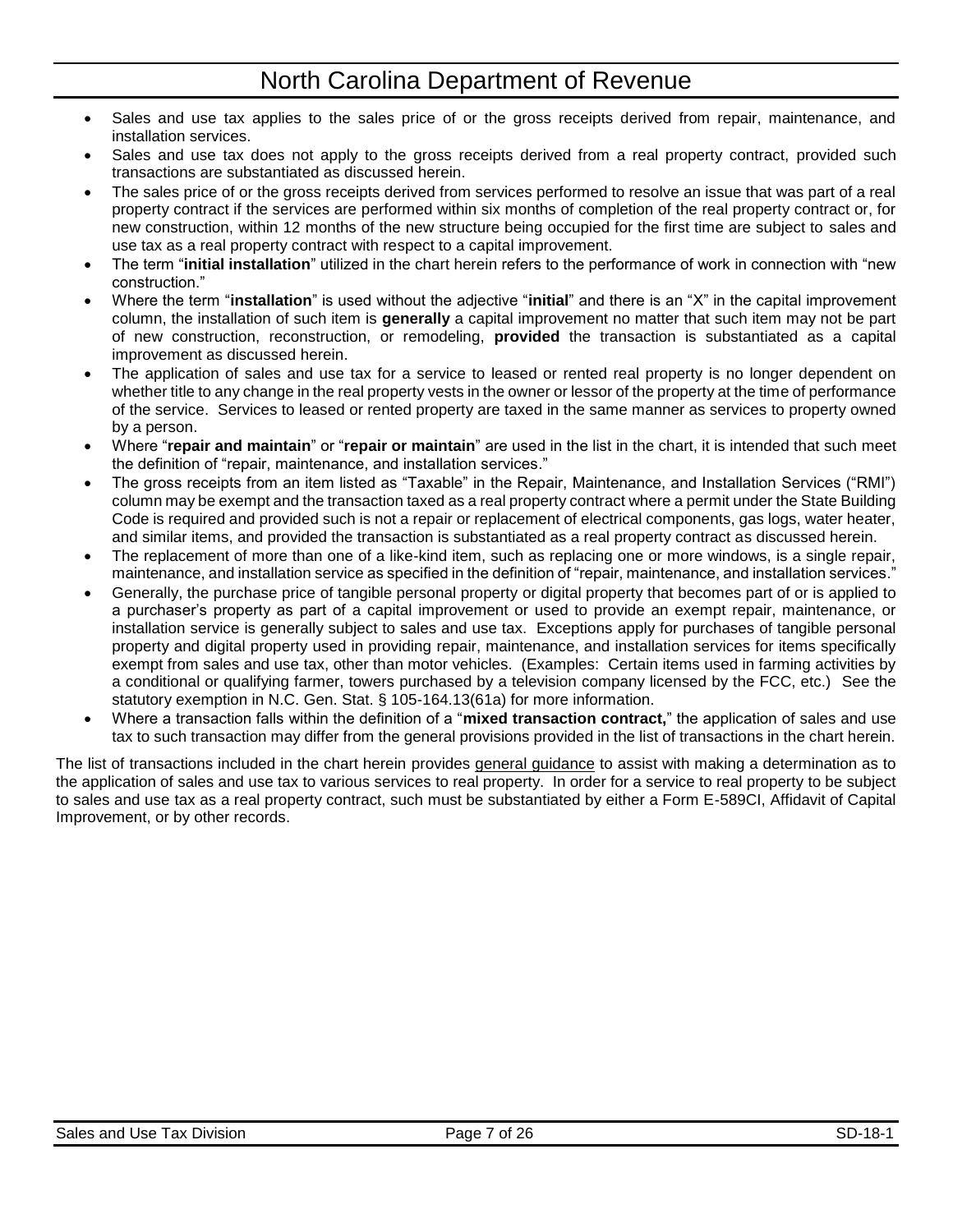- Sales and use tax applies to the sales price of or the gross receipts derived from repair, maintenance, and installation services.
- Sales and use tax does not apply to the gross receipts derived from a real property contract, provided such transactions are substantiated as discussed herein.
- The sales price of or the gross receipts derived from services performed to resolve an issue that was part of a real property contract if the services are performed within six months of completion of the real property contract or, for new construction, within 12 months of the new structure being occupied for the first time are subject to sales and use tax as a real property contract with respect to a capital improvement.
- The term "**initial installation**" utilized in the chart herein refers to the performance of work in connection with "new construction."
- Where the term "**installation**" is used without the adjective "**initial**" and there is an "X" in the capital improvement column, the installation of such item is **generally** a capital improvement no matter that such item may not be part of new construction, reconstruction, or remodeling, **provided** the transaction is substantiated as a capital improvement as discussed herein.
- The application of sales and use tax for a service to leased or rented real property is no longer dependent on whether title to any change in the real property vests in the owner or lessor of the property at the time of performance of the service. Services to leased or rented property are taxed in the same manner as services to property owned by a person.
- Where "**repair and maintain**" or "**repair or maintain**" are used in the list in the chart, it is intended that such meet the definition of "repair, maintenance, and installation services."
- The gross receipts from an item listed as "Taxable" in the Repair, Maintenance, and Installation Services ("RMI") column may be exempt and the transaction taxed as a real property contract where a permit under the State Building Code is required and provided such is not a repair or replacement of electrical components, gas logs, water heater, and similar items, and provided the transaction is substantiated as a real property contract as discussed herein.
- The replacement of more than one of a like-kind item, such as replacing one or more windows, is a single repair, maintenance, and installation service as specified in the definition of "repair, maintenance, and installation services."
- Generally, the purchase price of tangible personal property or digital property that becomes part of or is applied to a purchaser's property as part of a capital improvement or used to provide an exempt repair, maintenance, or installation service is generally subject to sales and use tax. Exceptions apply for purchases of tangible personal property and digital property used in providing repair, maintenance, and installation services for items specifically exempt from sales and use tax, other than motor vehicles. (Examples: Certain items used in farming activities by a conditional or qualifying farmer, towers purchased by a television company licensed by the FCC, etc.) See the statutory exemption in N.C. Gen. Stat. § 105-164.13(61a) for more information.
- Where a transaction falls within the definition of a "**mixed transaction contract,**" the application of sales and use tax to such transaction may differ from the general provisions provided in the list of transactions in the chart herein.

The list of transactions included in the chart herein provides general guidance to assist with making a determination as to the application of sales and use tax to various services to real property. In order for a service to real property to be subject to sales and use tax as a real property contract, such must be substantiated by either a Form E-589CI, Affidavit of Capital Improvement, or by other records.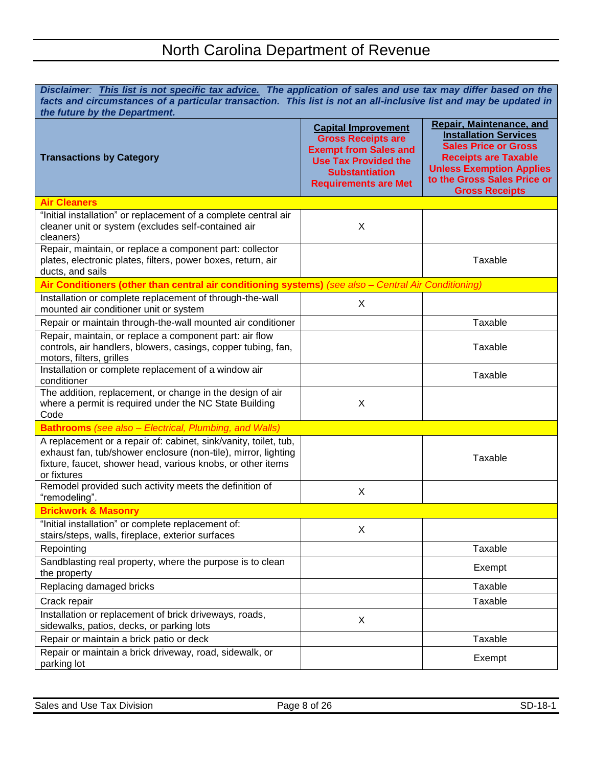# North Carolina Department of Revenue

| ***Disclaimer**: **This list is not specific tax advice.** **The application of sales and use tax may differ based on the facts and circumstances of a particular transaction. This list is not an all-inclusive list and may be updated in the future by the Department.*** | | |
|---|---|---|
| **Transactions by Category** | **Capital Improvement** **Gross Receipts are Exempt from Sales and Use Tax Provided the Substantiation Requirements are Met** | **Repair, Maintenance, and Installation Services** **Sales Price or Gross Receipts are Taxable Unless Exemption Applies to the Gross Sales Price or Gross Receipts** |
| **Air Cleaners** | | |
| "Initial installation" or replacement of a complete central air cleaner unit or system (excludes self-contained air cleaners) | X | |
| Repair, maintain, or replace a component part: collector plates, electronic plates, filters, power boxes, return, air ducts, and sails | | Taxable |
| **Air Conditioners (other than central air conditioning systems)** *(see also – Central Air Conditioning)* | | |
| Installation or complete replacement of through-the-wall mounted air conditioner unit or system | X | |
| Repair or maintain through-the-wall mounted air conditioner | | Taxable |
| Repair, maintain, or replace a component part: air flow controls, air handlers, blowers, casings, copper tubing, fan, motors, filters, grilles | | Taxable |
| Installation or complete replacement of a window air conditioner | | Taxable |
| The addition, replacement, or change in the design of air where a permit is required under the NC State Building Code | X | |
| **Bathrooms** *(see also – Electrical, Plumbing, and Walls)* | | |
| A replacement or a repair of: cabinet, sink/vanity, toilet, tub, exhaust fan, tub/shower enclosure (non-tile), mirror, lighting fixture, faucet, shower head, various knobs, or other items or fixtures | | Taxable |
| Remodel provided such activity meets the definition of "remodeling". | X | |
| **Brickwork & Masonry** | | |
| "Initial installation" or complete replacement of: stairs/steps, walls, fireplace, exterior surfaces | X | |
| Repointing | | Taxable |
| Sandblasting real property, where the purpose is to clean the property | | Exempt |
| Replacing damaged bricks | | Taxable |
| Crack repair | | Taxable |
| Installation or replacement of brick driveways, roads, sidewalks, patios, decks, or parking lots | X | |
| Repair or maintain a brick patio or deck | | Taxable |
| Repair or maintain a brick driveway, road, sidewalk, or parking lot | | Exempt |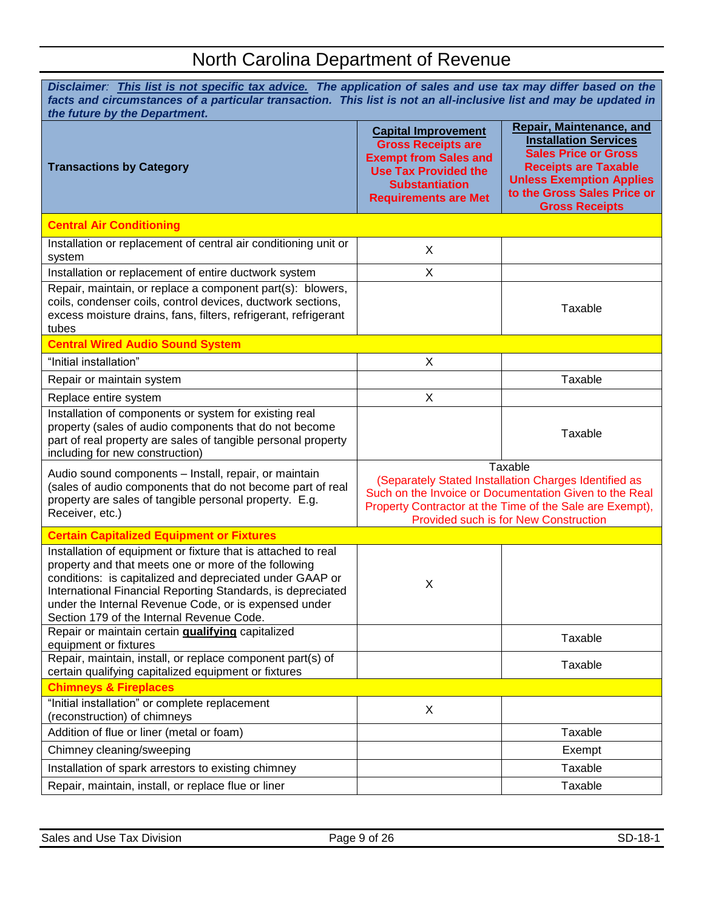# North Carolina Department of Revenue

***Disclaimer*: *<u>This list is not specific tax advice.</u>* *The application of sales and use tax may differ based on the facts and circumstances of a particular transaction. This list is not an all-inclusive list and may be updated in the future by the Department.***

| **Transactions by Category** | **<u>Capital Improvement</u>** **Gross Receipts are Exempt from Sales and Use Tax Provided the Substantiation Requirements are Met** | **<u>Repair, Maintenance, and Installation Services</u>** **Sales Price or Gross Receipts are Taxable Unless Exemption Applies to the Gross Sales Price or Gross Receipts** |
|---|---|---|
| **Central Air Conditioning** | | |
| Installation or replacement of central air conditioning unit or system | X | |
| Installation or replacement of entire ductwork system | X | |
| Repair, maintain, or replace a component part(s): blowers, coils, condenser coils, control devices, ductwork sections, excess moisture drains, fans, filters, refrigerant, refrigerant tubes | | Taxable |
| **Central Wired Audio Sound System** | | |
| "Initial installation" | X | |
| Repair or maintain system | | Taxable |
| Replace entire system | X | |
| Installation of components or system for existing real property (sales of audio components that do not become part of real property are sales of tangible personal property including for new construction) | | Taxable |
| Audio sound components – Install, repair, or maintain (sales of audio components that do not become part of real property are sales of tangible personal property. E.g. Receiver, etc.) | Taxable (Separately Stated Installation Charges Identified as Such on the Invoice or Documentation Given to the Real Property Contractor at the Time of the Sale are Exempt), Provided such is for New Construction | |
| **Certain Capitalized Equipment or Fixtures** | | |
| Installation of equipment or fixture that is attached to real property and that meets one or more of the following conditions: is capitalized and depreciated under GAAP or International Financial Reporting Standards, is depreciated under the Internal Revenue Code, or is expensed under Section 179 of the Internal Revenue Code. | X | |
| Repair or maintain certain **<u>qualifying</u>** capitalized equipment or fixtures | | Taxable |
| Repair, maintain, install, or replace component part(s) of certain qualifying capitalized equipment or fixtures | | Taxable |
| **Chimneys & Fireplaces** | | |
| "Initial installation" or complete replacement (reconstruction) of chimneys | X | |
| Addition of flue or liner (metal or foam) | | Taxable |
| Chimney cleaning/sweeping | | Exempt |
| Installation of spark arrestors to existing chimney | | Taxable |
| Repair, maintain, install, or replace flue or liner | | Taxable |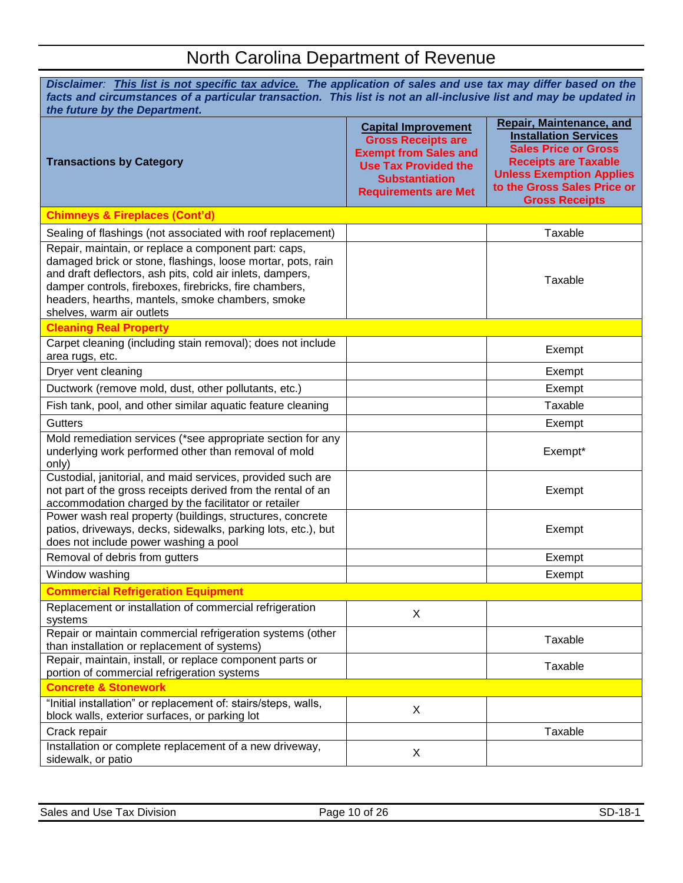# North Carolina Department of Revenue

***Disclaimer**: **This list is not specific tax advice.** **The application of sales and use tax may differ based on the facts and circumstances of a particular transaction. This list is not an all-inclusive list and may be updated in the future by the Department.***

| Transactions by Category | **Capital Improvement** Gross Receipts are Exempt from Sales and Use Tax Provided the Substantiation Requirements are Met | **Repair, Maintenance, and Installation Services** Sales Price or Gross Receipts are Taxable Unless Exemption Applies to the Gross Sales Price or Gross Receipts |
|---|---|---|
| **Chimneys & Fireplaces (Cont'd)** | | |
| Sealing of flashings (not associated with roof replacement) | | Taxable |
| Repair, maintain, or replace a component part: caps, damaged brick or stone, flashings, loose mortar, pots, rain and draft deflectors, ash pits, cold air inlets, dampers, damper controls, fireboxes, firebricks, fire chambers, headers, hearths, mantels, smoke chambers, smoke shelves, warm air outlets | | Taxable |
| **Cleaning Real Property** | | |
| Carpet cleaning (including stain removal); does not include area rugs, etc. | | Exempt |
| Dryer vent cleaning | | Exempt |
| Ductwork (remove mold, dust, other pollutants, etc.) | | Exempt |
| Fish tank, pool, and other similar aquatic feature cleaning | | Taxable |
| Gutters | | Exempt |
| Mold remediation services (*see appropriate section for any underlying work performed other than removal of mold only) | | Exempt* |
| Custodial, janitorial, and maid services, provided such are not part of the gross receipts derived from the rental of an accommodation charged by the facilitator or retailer | | Exempt |
| Power wash real property (buildings, structures, concrete patios, driveways, decks, sidewalks, parking lots, etc.), but does not include power washing a pool | | Exempt |
| Removal of debris from gutters | | Exempt |
| Window washing | | Exempt |
| **Commercial Refrigeration Equipment** | | |
| Replacement or installation of commercial refrigeration systems | X | |
| Repair or maintain commercial refrigeration systems (other than installation or replacement of systems) | | Taxable |
| Repair, maintain, install, or replace component parts or portion of commercial refrigeration systems | | Taxable |
| **Concrete & Stonework** | | |
| "Initial installation" or replacement of: stairs/steps, walls, block walls, exterior surfaces, or parking lot | X | |
| Crack repair | | Taxable |
| Installation or complete replacement of a new driveway, sidewalk, or patio | X | |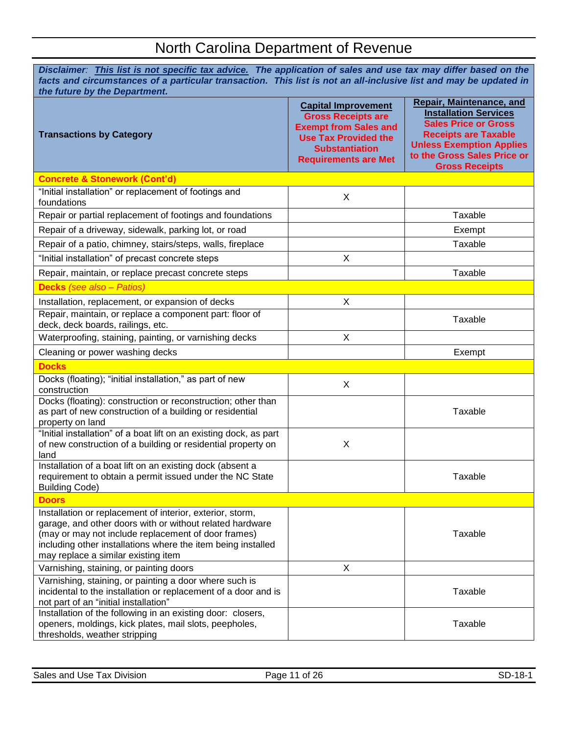# North Carolina Department of Revenue

***Disclaimer**: This list is not specific tax advice. The application of sales and use tax may differ based on the facts and circumstances of a particular transaction. This list is not an all-inclusive list and may be updated in the future by the Department.*

| **Transactions by Category** | **Capital Improvement** **Gross Receipts are Exempt from Sales and Use Tax Provided the Substantiation Requirements are Met** | **Repair, Maintenance, and Installation Services** **Sales Price or Gross Receipts are Taxable Unless Exemption Applies to the Gross Sales Price or Gross Receipts** |
|---|---|---|
| **Concrete & Stonework (Cont'd)** | | |
| "Initial installation" or replacement of footings and foundations | X | |
| Repair or partial replacement of footings and foundations | | Taxable |
| Repair of a driveway, sidewalk, parking lot, or road | | Exempt |
| Repair of a patio, chimney, stairs/steps, walls, fireplace | | Taxable |
| "Initial installation" of precast concrete steps | X | |
| Repair, maintain, or replace precast concrete steps | | Taxable |
| **Decks** *(see also – Patios)* | | |
| Installation, replacement, or expansion of decks | X | |
| Repair, maintain, or replace a component part: floor of deck, deck boards, railings, etc. | | Taxable |
| Waterproofing, staining, painting, or varnishing decks | X | |
| Cleaning or power washing decks | | Exempt |
| **Docks** | | |
| Docks (floating); "initial installation," as part of new construction | X | |
| Docks (floating): construction or reconstruction; other than as part of new construction of a building or residential property on land | | Taxable |
| "Initial installation" of a boat lift on an existing dock, as part of new construction of a building or residential property on land | X | |
| Installation of a boat lift on an existing dock (absent a requirement to obtain a permit issued under the NC State Building Code) | | Taxable |
| **Doors** | | |
| Installation or replacement of interior, exterior, storm, garage, and other doors with or without related hardware (may or may not include replacement of door frames) including other installations where the item being installed may replace a similar existing item | | Taxable |
| Varnishing, staining, or painting doors | X | |
| Varnishing, staining, or painting a door where such is incidental to the installation or replacement of a door and is not part of an "initial installation" | | Taxable |
| Installation of the following in an existing door: closers, openers, moldings, kick plates, mail slots, peepholes, thresholds, weather stripping | | Taxable |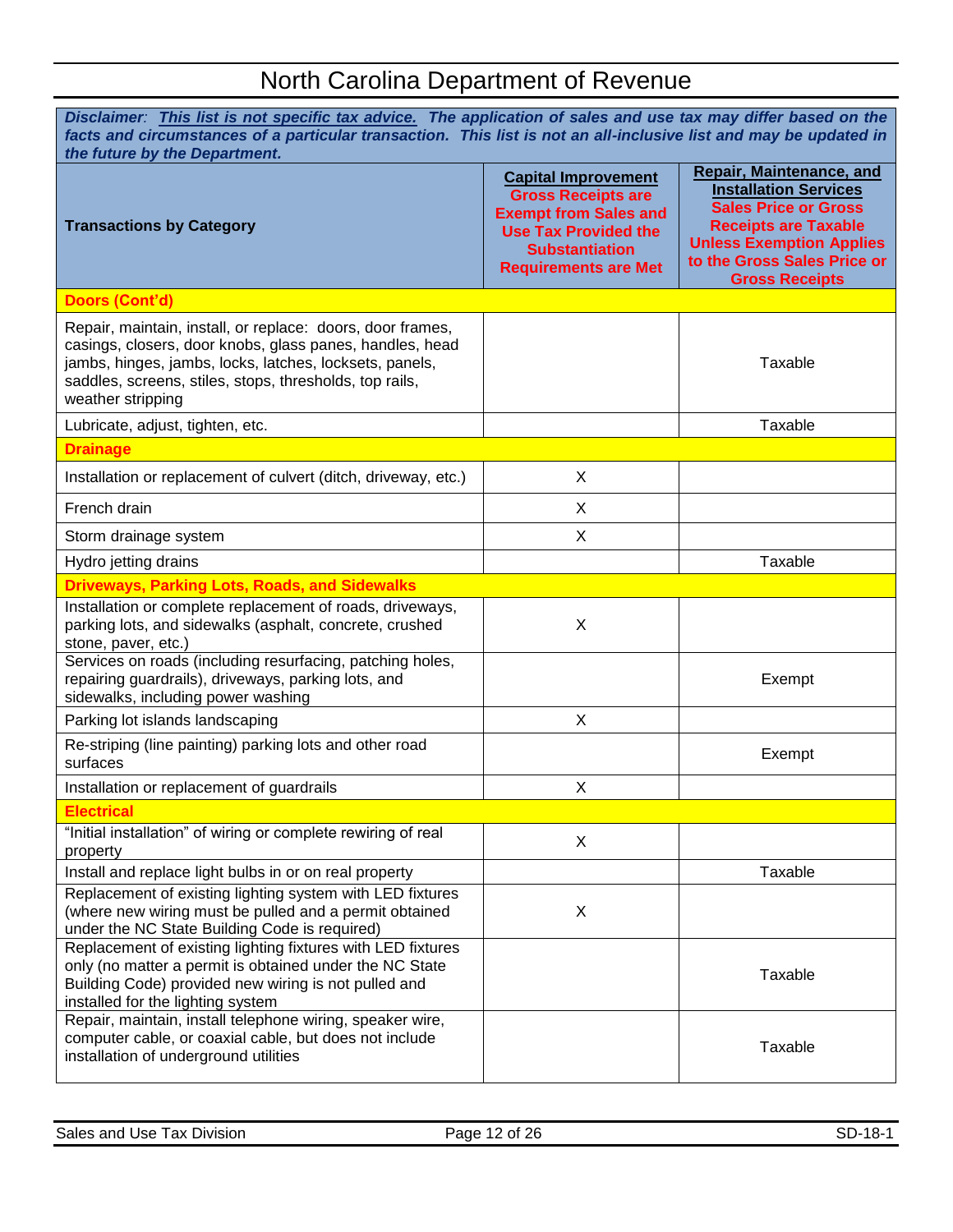# North Carolina Department of Revenue

***Disclaimer**: **This list is not specific tax advice.** **The application of sales and use tax may differ based on the facts and circumstances of a particular transaction. This list is not an all-inclusive list and may be updated in the future by the Department.***

| Transactions by Category | **Capital Improvement** Gross Receipts are Exempt from Sales and Use Tax Provided the Substantiation Requirements are Met | **Repair, Maintenance, and Installation Services** Sales Price or Gross Receipts are Taxable Unless Exemption Applies to the Gross Sales Price or Gross Receipts |
|---|---|---|
| **Doors (Cont'd)** | | |
| Repair, maintain, install, or replace: doors, door frames, casings, closers, door knobs, glass panes, handles, head jambs, hinges, jambs, locks, latches, locksets, panels, saddles, screens, stiles, stops, thresholds, top rails, weather stripping | | Taxable |
| Lubricate, adjust, tighten, etc. | | Taxable |
| **Drainage** | | |
| Installation or replacement of culvert (ditch, driveway, etc.) | X | |
| French drain | X | |
| Storm drainage system | X | |
| Hydro jetting drains | | Taxable |
| **Driveways, Parking Lots, Roads, and Sidewalks** | | |
| Installation or complete replacement of roads, driveways, parking lots, and sidewalks (asphalt, concrete, crushed stone, paver, etc.) | X | |
| Services on roads (including resurfacing, patching holes, repairing guardrails), driveways, parking lots, and sidewalks, including power washing | | Exempt |
| Parking lot islands landscaping | X | |
| Re-striping (line painting) parking lots and other road surfaces | | Exempt |
| Installation or replacement of guardrails | X | |
| **Electrical** | | |
| "Initial installation" of wiring or complete rewiring of real property | X | |
| Install and replace light bulbs in or on real property | | Taxable |
| Replacement of existing lighting system with LED fixtures (where new wiring must be pulled and a permit obtained under the NC State Building Code is required) | X | |
| Replacement of existing lighting fixtures with LED fixtures only (no matter a permit is obtained under the NC State Building Code) provided new wiring is not pulled and installed for the lighting system | | Taxable |
| Repair, maintain, install telephone wiring, speaker wire, computer cable, or coaxial cable, but does not include installation of underground utilities | | Taxable |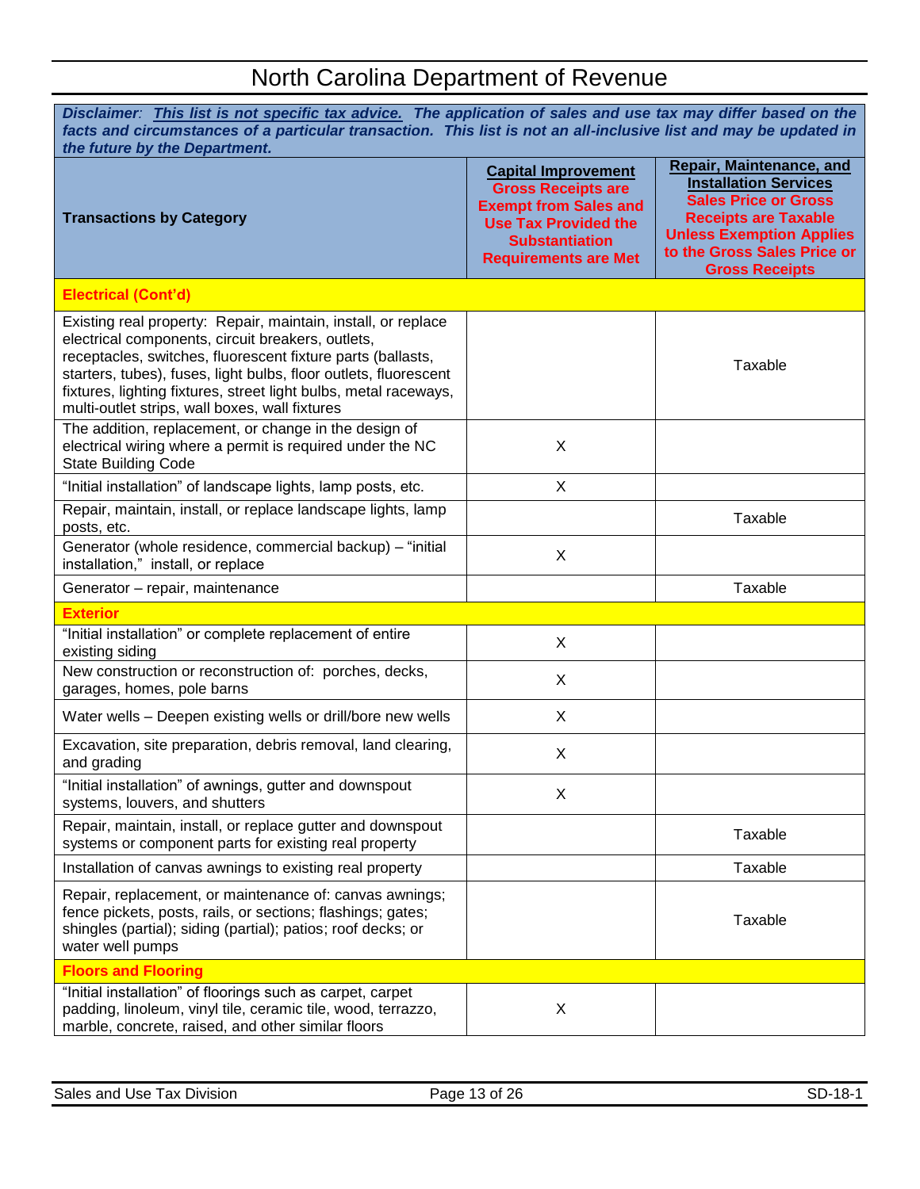# North Carolina Department of Revenue

***Disclaimer**: **This list is not specific tax advice.** **The application of sales and use tax may differ based on the facts and circumstances of a particular transaction. This list is not an all-inclusive list and may be updated in the future by the Department.***

| Transactions by Category | **Capital Improvement** **Gross Receipts are Exempt from Sales and Use Tax Provided the Substantiation Requirements are Met** | **Repair, Maintenance, and Installation Services** **Sales Price or Gross Receipts are Taxable Unless Exemption Applies to the Gross Sales Price or Gross Receipts** |
|---|---|---|
| **Electrical (Cont'd)** | | |
| Existing real property: Repair, maintain, install, or replace electrical components, circuit breakers, outlets, receptacles, switches, fluorescent fixture parts (ballasts, starters, tubes), fuses, light bulbs, floor outlets, fluorescent fixtures, lighting fixtures, street light bulbs, metal raceways, multi-outlet strips, wall boxes, wall fixtures | | Taxable |
| The addition, replacement, or change in the design of electrical wiring where a permit is required under the NC State Building Code | X | |
| "Initial installation" of landscape lights, lamp posts, etc. | X | |
| Repair, maintain, install, or replace landscape lights, lamp posts, etc. | | Taxable |
| Generator (whole residence, commercial backup) – "initial installation," install, or replace | X | |
| Generator – repair, maintenance | | Taxable |
| **Exterior** | | |
| "Initial installation" or complete replacement of entire existing siding | X | |
| New construction or reconstruction of: porches, decks, garages, homes, pole barns | X | |
| Water wells – Deepen existing wells or drill/bore new wells | X | |
| Excavation, site preparation, debris removal, land clearing, and grading | X | |
| "Initial installation" of awnings, gutter and downspout systems, louvers, and shutters | X | |
| Repair, maintain, install, or replace gutter and downspout systems or component parts for existing real property | | Taxable |
| Installation of canvas awnings to existing real property | | Taxable |
| Repair, replacement, or maintenance of: canvas awnings; fence pickets, posts, rails, or sections; flashings; gates; shingles (partial); siding (partial); patios; roof decks; or water well pumps | | Taxable |
| **Floors and Flooring** | | |
| "Initial installation" of floorings such as carpet, carpet padding, linoleum, vinyl tile, ceramic tile, wood, terrazzo, marble, concrete, raised, and other similar floors | X | |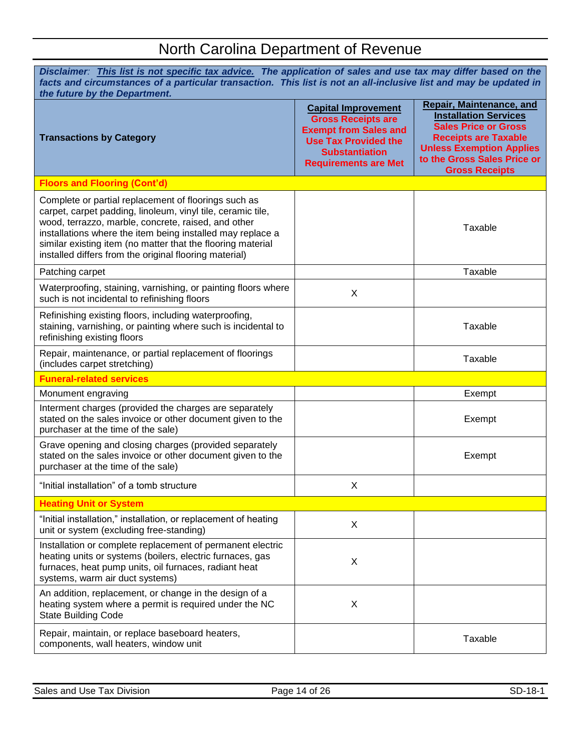# North Carolina Department of Revenue

***Disclaimer**: <u>This list is not specific tax advice.</u> The application of sales and use tax may differ based on the facts and circumstances of a particular transaction. This list is not an all-inclusive list and may be updated in the future by the Department.*

| Transactions by Category | **Capital Improvement** Gross Receipts are Exempt from Sales and Use Tax Provided the Substantiation Requirements are Met | **Repair, Maintenance, and Installation Services** Sales Price or Gross Receipts are Taxable Unless Exemption Applies to the Gross Sales Price or Gross Receipts |
|---|---|---|
| **Floors and Flooring (Cont'd)** | | |
| Complete or partial replacement of floorings such as carpet, carpet padding, linoleum, vinyl tile, ceramic tile, wood, terrazzo, marble, concrete, raised, and other installations where the item being installed may replace a similar existing item (no matter that the flooring material installed differs from the original flooring material) | | Taxable |
| Patching carpet | | Taxable |
| Waterproofing, staining, varnishing, or painting floors where such is not incidental to refinishing floors | X | |
| Refinishing existing floors, including waterproofing, staining, varnishing, or painting where such is incidental to refinishing existing floors | | Taxable |
| Repair, maintenance, or partial replacement of floorings (includes carpet stretching) | | Taxable |
| **Funeral-related services** | | |
| Monument engraving | | Exempt |
| Interment charges (provided the charges are separately stated on the sales invoice or other document given to the purchaser at the time of the sale) | | Exempt |
| Grave opening and closing charges (provided separately stated on the sales invoice or other document given to the purchaser at the time of the sale) | | Exempt |
| "Initial installation" of a tomb structure | X | |
| **Heating Unit or System** | | |
| "Initial installation," installation, or replacement of heating unit or system (excluding free-standing) | X | |
| Installation or complete replacement of permanent electric heating units or systems (boilers, electric furnaces, gas furnaces, heat pump units, oil furnaces, radiant heat systems, warm air duct systems) | X | |
| An addition, replacement, or change in the design of a heating system where a permit is required under the NC State Building Code | X | |
| Repair, maintain, or replace baseboard heaters, components, wall heaters, window unit | | Taxable |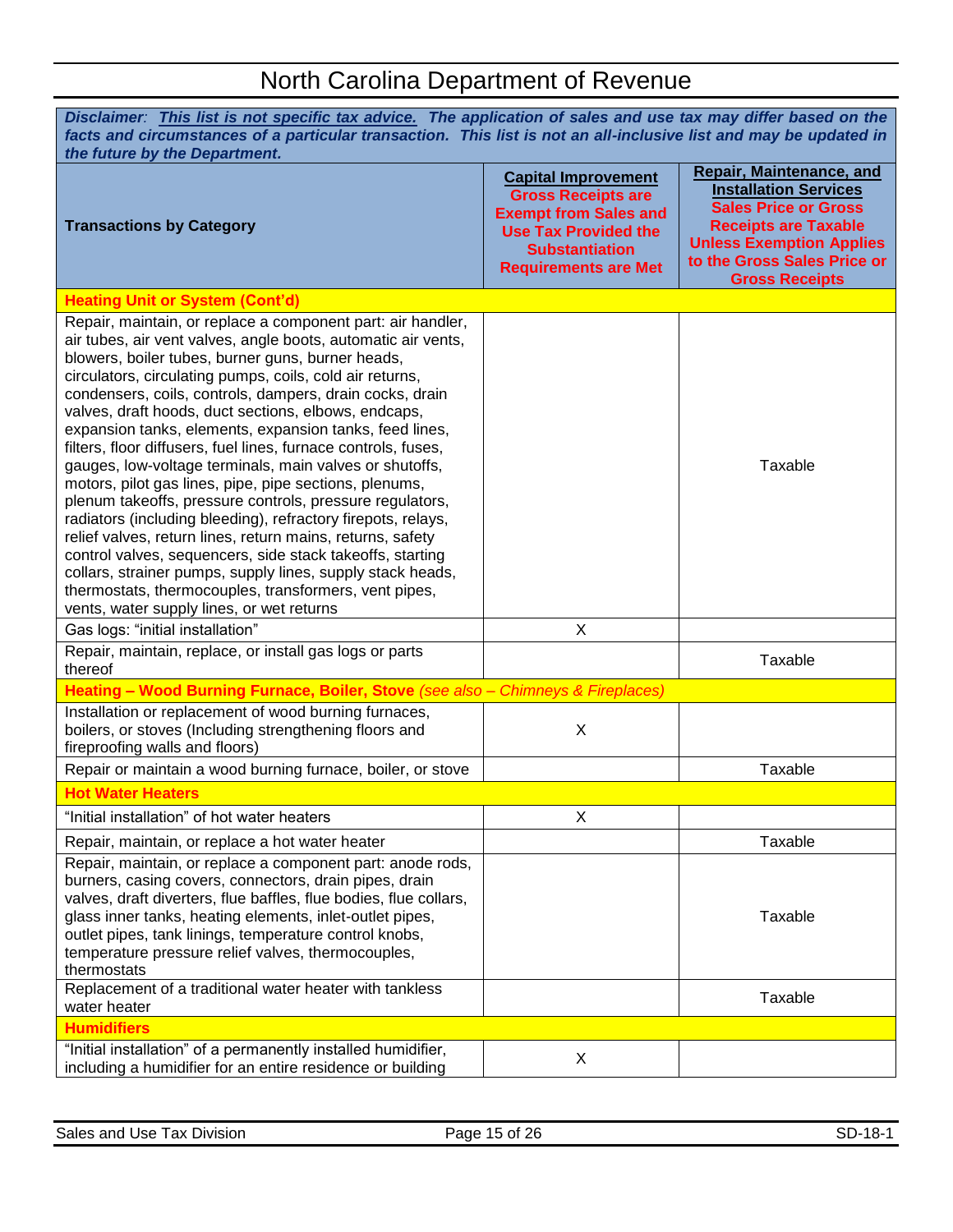# North Carolina Department of Revenue

***Disclaimer**: This list is not specific tax advice. The application of sales and use tax may differ based on the facts and circumstances of a particular transaction. This list is not an all-inclusive list and may be updated in the future by the Department.*

| Transactions by Category | Capital Improvement Gross Receipts are Exempt from Sales and Use Tax Provided the Substantiation Requirements are Met | Repair, Maintenance, and Installation Services Sales Price or Gross Receipts are Taxable Unless Exemption Applies to the Gross Sales Price or Gross Receipts |
|---|---|---|
| **Heating Unit or System (Cont'd)** | | |
| Repair, maintain, or replace a component part: air handler, air tubes, air vent valves, angle boots, automatic air vents, blowers, boiler tubes, burner guns, burner heads, circulators, circulating pumps, coils, cold air returns, condensers, coils, controls, dampers, drain cocks, drain valves, draft hoods, duct sections, elbows, endcaps, expansion tanks, elements, expansion tanks, feed lines, filters, floor diffusers, fuel lines, furnace controls, fuses, gauges, low-voltage terminals, main valves or shutoffs, motors, pilot gas lines, pipe, pipe sections, plenums, plenum takeoffs, pressure controls, pressure regulators, radiators (including bleeding), refractory firepots, relays, relief valves, return lines, return mains, returns, safety control valves, sequencers, side stack takeoffs, starting collars, strainer pumps, supply lines, supply stack heads, thermostats, thermocouples, transformers, vent pipes, vents, water supply lines, or wet returns | | Taxable |
| Gas logs: "initial installation" | X | |
| Repair, maintain, replace, or install gas logs or parts thereof | | Taxable |
| **Heating – Wood Burning Furnace, Boiler, Stove** *(see also – Chimneys & Fireplaces)* | | |
| Installation or replacement of wood burning furnaces, boilers, or stoves (Including strengthening floors and fireproofing walls and floors) | X | |
| Repair or maintain a wood burning furnace, boiler, or stove | | Taxable |
| **Hot Water Heaters** | | |
| "Initial installation" of hot water heaters | X | |
| Repair, maintain, or replace a hot water heater | | Taxable |
| Repair, maintain, or replace a component part: anode rods, burners, casing covers, connectors, drain pipes, drain valves, draft diverters, flue baffles, flue bodies, flue collars, glass inner tanks, heating elements, inlet-outlet pipes, outlet pipes, tank linings, temperature control knobs, temperature pressure relief valves, thermocouples, thermostats | | Taxable |
| Replacement of a traditional water heater with tankless water heater | | Taxable |
| **Humidifiers** | | |
| "Initial installation" of a permanently installed humidifier, including a humidifier for an entire residence or building | X | |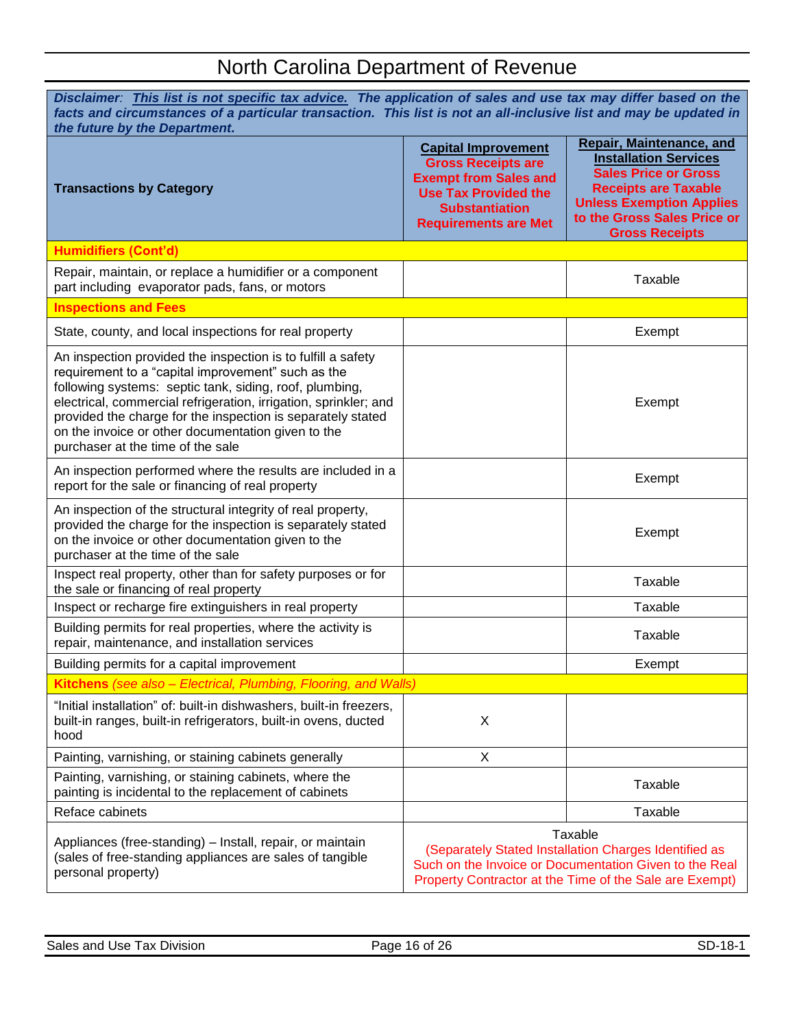# North Carolina Department of Revenue

***Disclaimer**: <u>This list is not specific tax advice.</u> The application of sales and use tax may differ based on the facts and circumstances of a particular transaction. This list is not an all-inclusive list and may be updated in the future by the Department.*

| Transactions by Category | **Capital Improvement** Gross Receipts are Exempt from Sales and Use Tax Provided the Substantiation Requirements are Met | **Repair, Maintenance, and Installation Services** Sales Price or Gross Receipts are Taxable Unless Exemption Applies to the Gross Sales Price or Gross Receipts |
|---|---|---|
| **Humidifiers (Cont'd)** | | |
| Repair, maintain, or replace a humidifier or a component part including evaporator pads, fans, or motors | | Taxable |
| **Inspections and Fees** | | |
| State, county, and local inspections for real property | | Exempt |
| An inspection provided the inspection is to fulfill a safety requirement to a "capital improvement" such as the following systems: septic tank, siding, roof, plumbing, electrical, commercial refrigeration, irrigation, sprinkler; and provided the charge for the inspection is separately stated on the invoice or other documentation given to the purchaser at the time of the sale | | Exempt |
| An inspection performed where the results are included in a report for the sale or financing of real property | | Exempt |
| An inspection of the structural integrity of real property, provided the charge for the inspection is separately stated on the invoice or other documentation given to the purchaser at the time of the sale | | Exempt |
| Inspect real property, other than for safety purposes or for the sale or financing of real property | | Taxable |
| Inspect or recharge fire extinguishers in real property | | Taxable |
| Building permits for real properties, where the activity is repair, maintenance, and installation services | | Taxable |
| Building permits for a capital improvement | | Exempt |
| **Kitchens** *(see also – Electrical, Plumbing, Flooring, and Walls)* | | |
| "Initial installation" of: built-in dishwashers, built-in freezers, built-in ranges, built-in refrigerators, built-in ovens, ducted hood | X | |
| Painting, varnishing, or staining cabinets generally | X | |
| Painting, varnishing, or staining cabinets, where the painting is incidental to the replacement of cabinets | | Taxable |
| Reface cabinets | | Taxable |
| Appliances (free-standing) – Install, repair, or maintain (sales of free-standing appliances are sales of tangible personal property) | Taxable (Separately Stated Installation Charges Identified as Such on the Invoice or Documentation Given to the Real Property Contractor at the Time of the Sale are Exempt) | |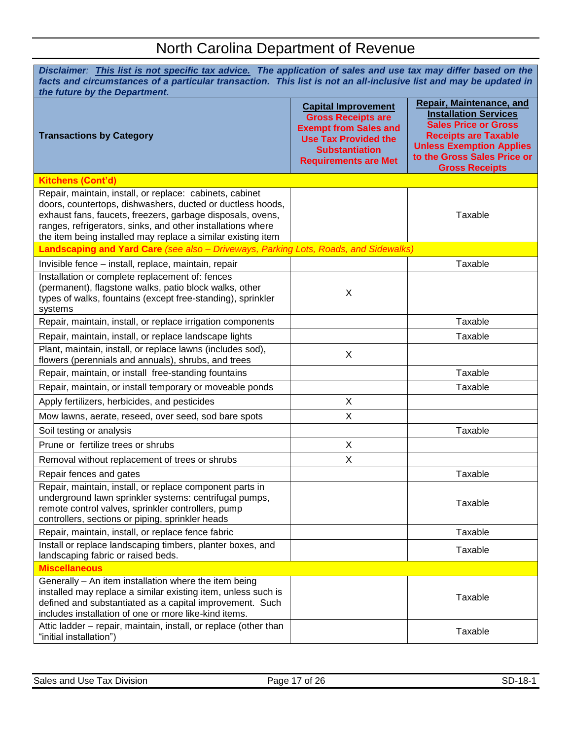# North Carolina Department of Revenue

***Disclaimer*: *This list is not specific tax advice.* The application of sales and use tax may differ based on the facts and circumstances of a particular transaction. This list is not an all-inclusive list and may be updated in the future by the Department.**

| Transactions by Category | Capital Improvement Gross Receipts are Exempt from Sales and Use Tax Provided the Substantiation Requirements are Met | Repair, Maintenance, and Installation Services Sales Price or Gross Receipts are Taxable Unless Exemption Applies to the Gross Sales Price or Gross Receipts |
|---|---|---|
| **Kitchens (Cont'd)** | | |
| Repair, maintain, install, or replace: cabinets, cabinet doors, countertops, dishwashers, ducted or ductless hoods, exhaust fans, faucets, freezers, garbage disposals, ovens, ranges, refrigerators, sinks, and other installations where the item being installed may replace a similar existing item | | Taxable |
| **Landscaping and Yard Care** *(see also – Driveways, Parking Lots, Roads, and Sidewalks)* | | |
| Invisible fence – install, replace, maintain, repair | | Taxable |
| Installation or complete replacement of: fences (permanent), flagstone walks, patio block walks, other types of walks, fountains (except free-standing), sprinkler systems | X | |
| Repair, maintain, install, or replace irrigation components | | Taxable |
| Repair, maintain, install, or replace landscape lights | | Taxable |
| Plant, maintain, install, or replace lawns (includes sod), flowers (perennials and annuals), shrubs, and trees | X | |
| Repair, maintain, or install free-standing fountains | | Taxable |
| Repair, maintain, or install temporary or moveable ponds | | Taxable |
| Apply fertilizers, herbicides, and pesticides | X | |
| Mow lawns, aerate, reseed, over seed, sod bare spots | X | |
| Soil testing or analysis | | Taxable |
| Prune or fertilize trees or shrubs | X | |
| Removal without replacement of trees or shrubs | X | |
| Repair fences and gates | | Taxable |
| Repair, maintain, install, or replace component parts in underground lawn sprinkler systems: centrifugal pumps, remote control valves, sprinkler controllers, pump controllers, sections or piping, sprinkler heads | | Taxable |
| Repair, maintain, install, or replace fence fabric | | Taxable |
| Install or replace landscaping timbers, planter boxes, and landscaping fabric or raised beds. | | Taxable |
| **Miscellaneous** | | |
| Generally – An item installation where the item being installed may replace a similar existing item, unless such is defined and substantiated as a capital improvement. Such includes installation of one or more like-kind items. | | Taxable |
| Attic ladder – repair, maintain, install, or replace (other than "initial installation") | | Taxable |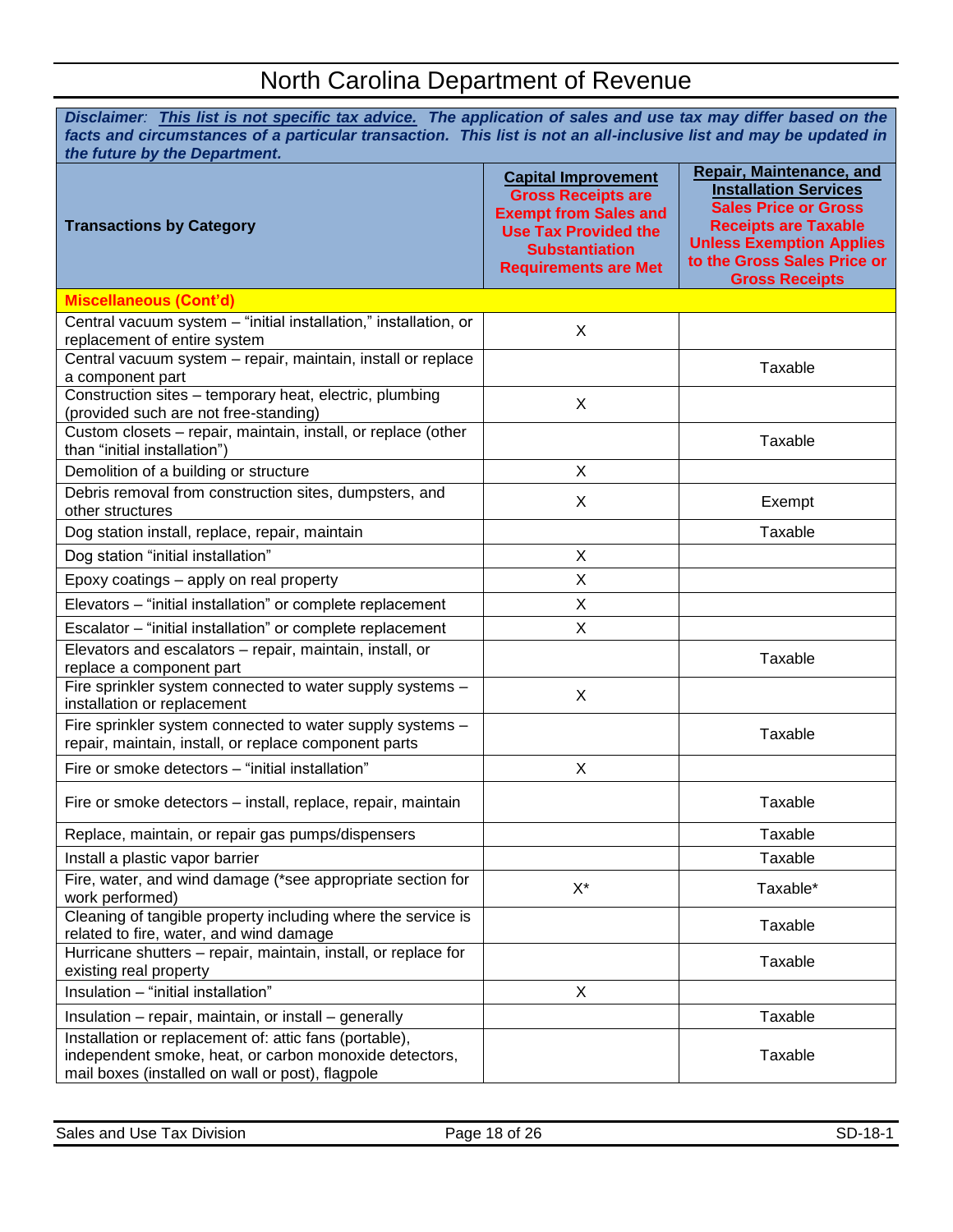# North Carolina Department of Revenue

***Disclaimer**: **This list is not specific tax advice.** **The application of sales and use tax may differ based on the facts and circumstances of a particular transaction. This list is not an all-inclusive list and may be updated in the future by the Department.***

| Transactions by Category | **Capital Improvement** Gross Receipts are Exempt from Sales and Use Tax Provided the Substantiation Requirements are Met | **Repair, Maintenance, and Installation Services** Sales Price or Gross Receipts are Taxable Unless Exemption Applies to the Gross Sales Price or Gross Receipts |
|---|---|---|
| **Miscellaneous (Cont'd)** | | |
| Central vacuum system – "initial installation," installation, or replacement of entire system | X | |
| Central vacuum system – repair, maintain, install or replace a component part | | Taxable |
| Construction sites – temporary heat, electric, plumbing (provided such are not free-standing) | X | |
| Custom closets – repair, maintain, install, or replace (other than "initial installation") | | Taxable |
| Demolition of a building or structure | X | |
| Debris removal from construction sites, dumpsters, and other structures | X | Exempt |
| Dog station install, replace, repair, maintain | | Taxable |
| Dog station "initial installation" | X | |
| Epoxy coatings – apply on real property | X | |
| Elevators – "initial installation" or complete replacement | X | |
| Escalator – "initial installation" or complete replacement | X | |
| Elevators and escalators – repair, maintain, install, or replace a component part | | Taxable |
| Fire sprinkler system connected to water supply systems – installation or replacement | X | |
| Fire sprinkler system connected to water supply systems – repair, maintain, install, or replace component parts | | Taxable |
| Fire or smoke detectors – "initial installation" | X | |
| Fire or smoke detectors – install, replace, repair, maintain | | Taxable |
| Replace, maintain, or repair gas pumps/dispensers | | Taxable |
| Install a plastic vapor barrier | | Taxable |
| Fire, water, and wind damage (*see appropriate section for work performed) | X* | Taxable* |
| Cleaning of tangible property including where the service is related to fire, water, and wind damage | | Taxable |
| Hurricane shutters – repair, maintain, install, or replace for existing real property | | Taxable |
| Insulation – "initial installation" | X | |
| Insulation – repair, maintain, or install – generally | | Taxable |
| Installation or replacement of: attic fans (portable), independent smoke, heat, or carbon monoxide detectors, mail boxes (installed on wall or post), flagpole | | Taxable |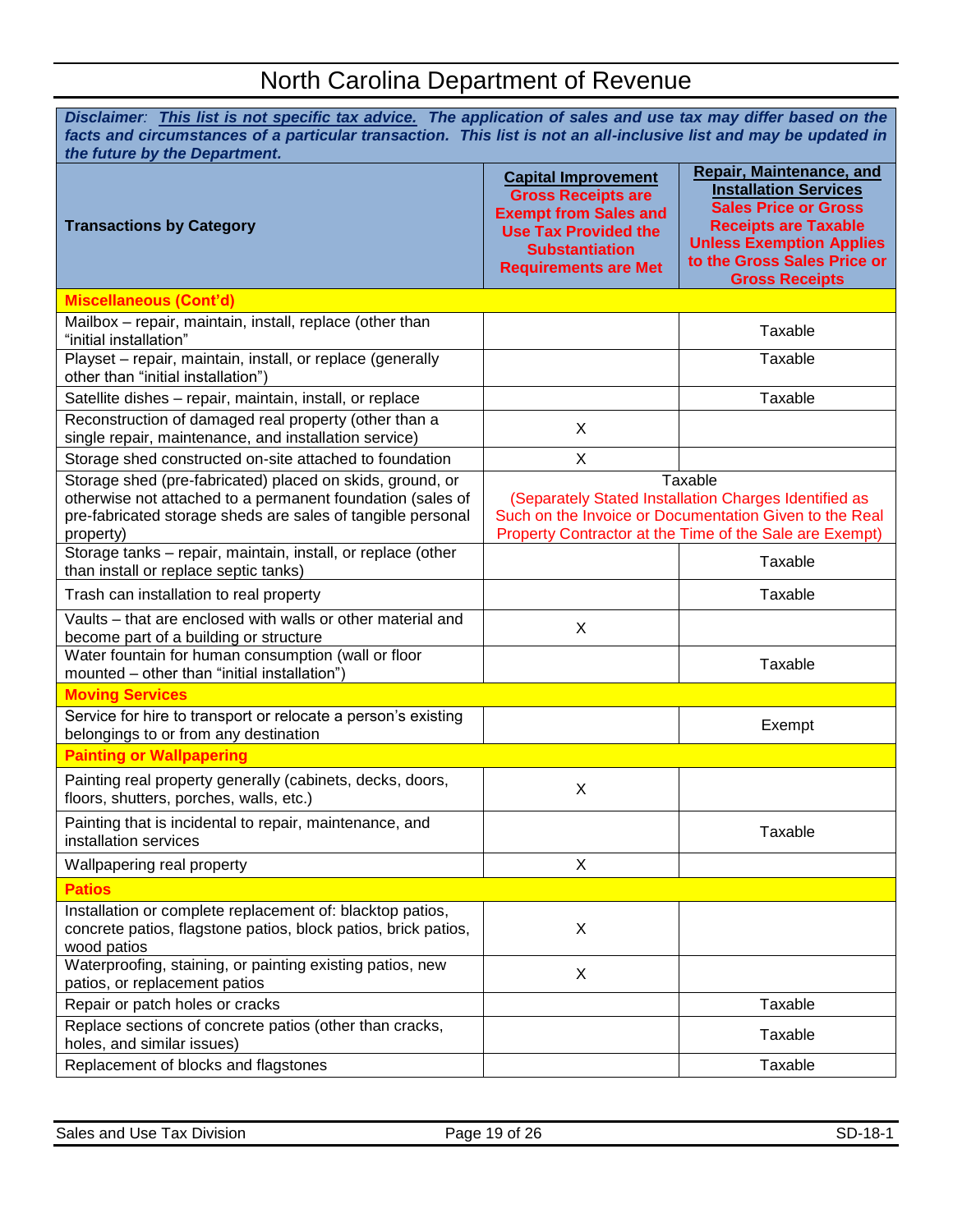# North Carolina Department of Revenue

***Disclaimer**: **This list is not specific tax advice.** **The application of sales and use tax may differ based on the facts and circumstances of a particular transaction. This list is not an all-inclusive list and may be updated in the future by the Department.***

| Transactions by Category | Capital Improvement Gross Receipts are Exempt from Sales and Use Tax Provided the Substantiation Requirements are Met | Repair, Maintenance, and Installation Services Sales Price or Gross Receipts are Taxable Unless Exemption Applies to the Gross Sales Price or Gross Receipts |
|---|---|---|
| **Miscellaneous (Cont'd)** | | |
| Mailbox – repair, maintain, install, replace (other than "initial installation" | | Taxable |
| Playset – repair, maintain, install, or replace (generally other than "initial installation") | | Taxable |
| Satellite dishes – repair, maintain, install, or replace | | Taxable |
| Reconstruction of damaged real property (other than a single repair, maintenance, and installation service) | X | |
| Storage shed constructed on-site attached to foundation | X | |
| Storage shed (pre-fabricated) placed on skids, ground, or otherwise not attached to a permanent foundation (sales of pre-fabricated storage sheds are sales of tangible personal property) | Taxable (Separately Stated Installation Charges Identified as Such on the Invoice or Documentation Given to the Real Property Contractor at the Time of the Sale are Exempt) | |
| Storage tanks – repair, maintain, install, or replace (other than install or replace septic tanks) | | Taxable |
| Trash can installation to real property | | Taxable |
| Vaults – that are enclosed with walls or other material and become part of a building or structure | X | |
| Water fountain for human consumption (wall or floor mounted – other than "initial installation") | | Taxable |
| **Moving Services** | | |
| Service for hire to transport or relocate a person's existing belongings to or from any destination | | Exempt |
| **Painting or Wallpapering** | | |
| Painting real property generally (cabinets, decks, doors, floors, shutters, porches, walls, etc.) | X | |
| Painting that is incidental to repair, maintenance, and installation services | | Taxable |
| Wallpapering real property | X | |
| **Patios** | | |
| Installation or complete replacement of: blacktop patios, concrete patios, flagstone patios, block patios, brick patios, wood patios | X | |
| Waterproofing, staining, or painting existing patios, new patios, or replacement patios | X | |
| Repair or patch holes or cracks | | Taxable |
| Replace sections of concrete patios (other than cracks, holes, and similar issues) | | Taxable |
| Replacement of blocks and flagstones | | Taxable |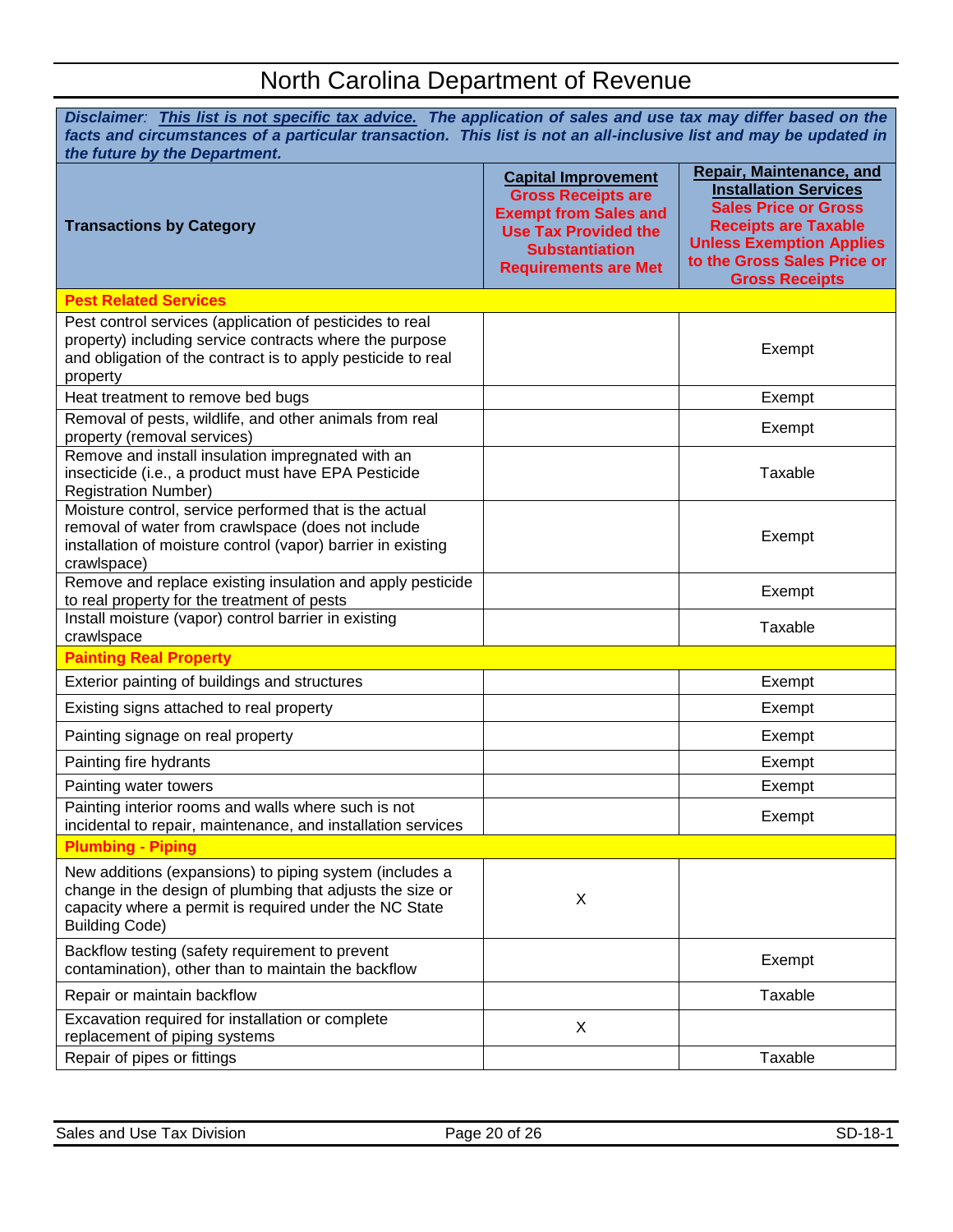# North Carolina Department of Revenue

***Disclaimer**: <u>This list is not specific tax advice.</u> The application of sales and use tax may differ based on the facts and circumstances of a particular transaction. This list is not an all-inclusive list and may be updated in the future by the Department.*

| Transactions by Category | Capital Improvement Gross Receipts are Exempt from Sales and Use Tax Provided the Substantiation Requirements are Met | Repair, Maintenance, and Installation Services Sales Price or Gross Receipts are Taxable Unless Exemption Applies to the Gross Sales Price or Gross Receipts |
|---|---|---|
| **Pest Related Services** | | |
| Pest control services (application of pesticides to real property) including service contracts where the purpose and obligation of the contract is to apply pesticide to real property | | Exempt |
| Heat treatment to remove bed bugs | | Exempt |
| Removal of pests, wildlife, and other animals from real property (removal services) | | Exempt |
| Remove and install insulation impregnated with an insecticide (i.e., a product must have EPA Pesticide Registration Number) | | Taxable |
| Moisture control, service performed that is the actual removal of water from crawlspace (does not include installation of moisture control (vapor) barrier in existing crawlspace) | | Exempt |
| Remove and replace existing insulation and apply pesticide to real property for the treatment of pests | | Exempt |
| Install moisture (vapor) control barrier in existing crawlspace | | Taxable |
| **Painting Real Property** | | |
| Exterior painting of buildings and structures | | Exempt |
| Existing signs attached to real property | | Exempt |
| Painting signage on real property | | Exempt |
| Painting fire hydrants | | Exempt |
| Painting water towers | | Exempt |
| Painting interior rooms and walls where such is not incidental to repair, maintenance, and installation services | | Exempt |
| **Plumbing - Piping** | | |
| New additions (expansions) to piping system (includes a change in the design of plumbing that adjusts the size or capacity where a permit is required under the NC State Building Code) | X | |
| Backflow testing (safety requirement to prevent contamination), other than to maintain the backflow | | Exempt |
| Repair or maintain backflow | | Taxable |
| Excavation required for installation or complete replacement of piping systems | X | |
| Repair of pipes or fittings | | Taxable |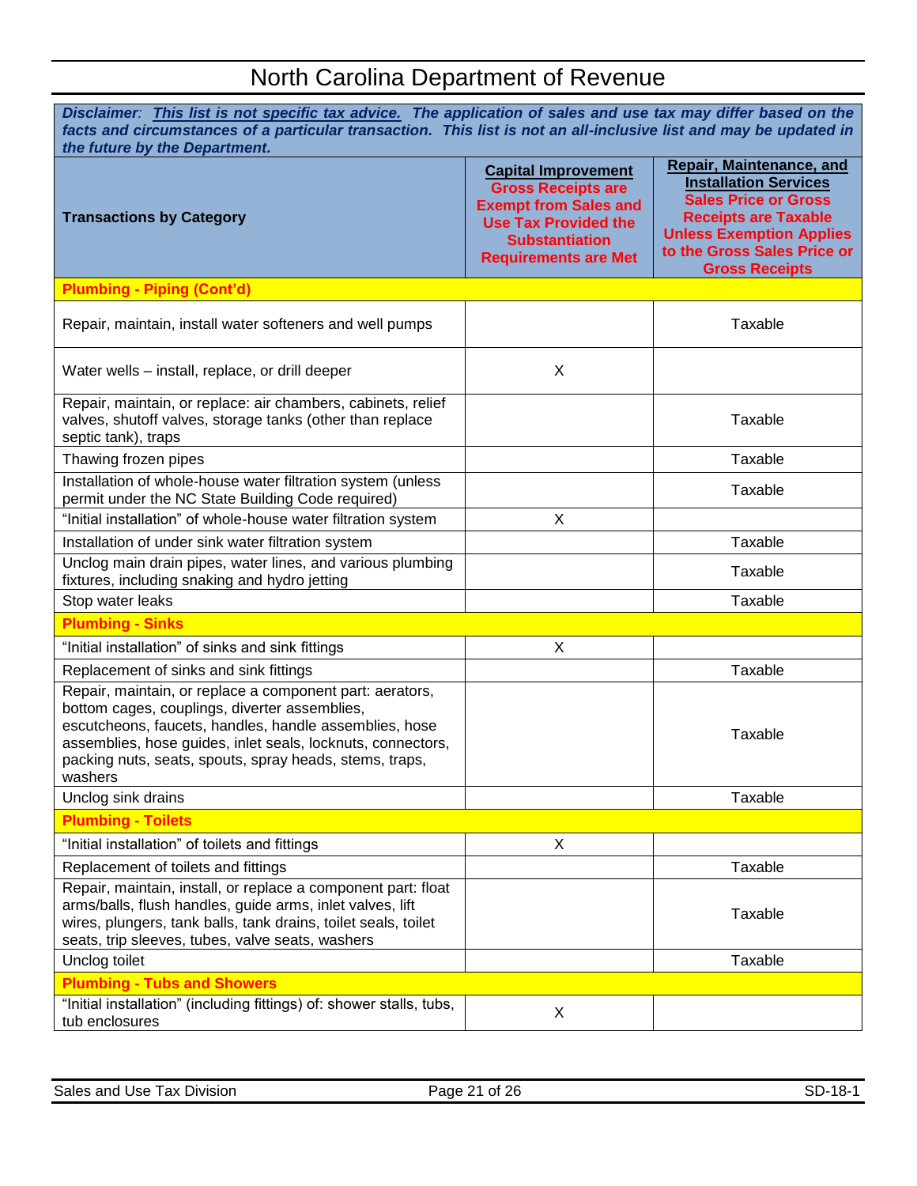# North Carolina Department of Revenue

***Disclaimer**: This list is not specific tax advice. The application of sales and use tax may differ based on the facts and circumstances of a particular transaction. This list is not an all-inclusive list and may be updated in the future by the Department.*

| Transactions by Category | **Capital Improvement** Gross Receipts are Exempt from Sales and Use Tax Provided the Substantiation Requirements are Met | **Repair, Maintenance, and Installation Services** Sales Price or Gross Receipts are Taxable Unless Exemption Applies to the Gross Sales Price or Gross Receipts |
|---|---|---|
| **Plumbing - Piping (Cont'd)** | | |
| Repair, maintain, install water softeners and well pumps | | Taxable |
| Water wells – install, replace, or drill deeper | X | |
| Repair, maintain, or replace: air chambers, cabinets, relief valves, shutoff valves, storage tanks (other than replace septic tank), traps | | Taxable |
| Thawing frozen pipes | | Taxable |
| Installation of whole-house water filtration system (unless permit under the NC State Building Code required) | | Taxable |
| "Initial installation" of whole-house water filtration system | X | |
| Installation of under sink water filtration system | | Taxable |
| Unclog main drain pipes, water lines, and various plumbing fixtures, including snaking and hydro jetting | | Taxable |
| Stop water leaks | | Taxable |
| **Plumbing - Sinks** | | |
| "Initial installation" of sinks and sink fittings | X | |
| Replacement of sinks and sink fittings | | Taxable |
| Repair, maintain, or replace a component part: aerators, bottom cages, couplings, diverter assemblies, escutcheons, faucets, handles, handle assemblies, hose assemblies, hose guides, inlet seals, locknuts, connectors, packing nuts, seats, spouts, spray heads, stems, traps, washers | | Taxable |
| Unclog sink drains | | Taxable |
| **Plumbing - Toilets** | | |
| "Initial installation" of toilets and fittings | X | |
| Replacement of toilets and fittings | | Taxable |
| Repair, maintain, install, or replace a component part: float arms/balls, flush handles, guide arms, inlet valves, lift wires, plungers, tank balls, tank drains, toilet seals, toilet seats, trip sleeves, tubes, valve seats, washers | | Taxable |
| Unclog toilet | | Taxable |
| **Plumbing - Tubs and Showers** | | |
| "Initial installation" (including fittings) of: shower stalls, tubs, tub enclosures | X | |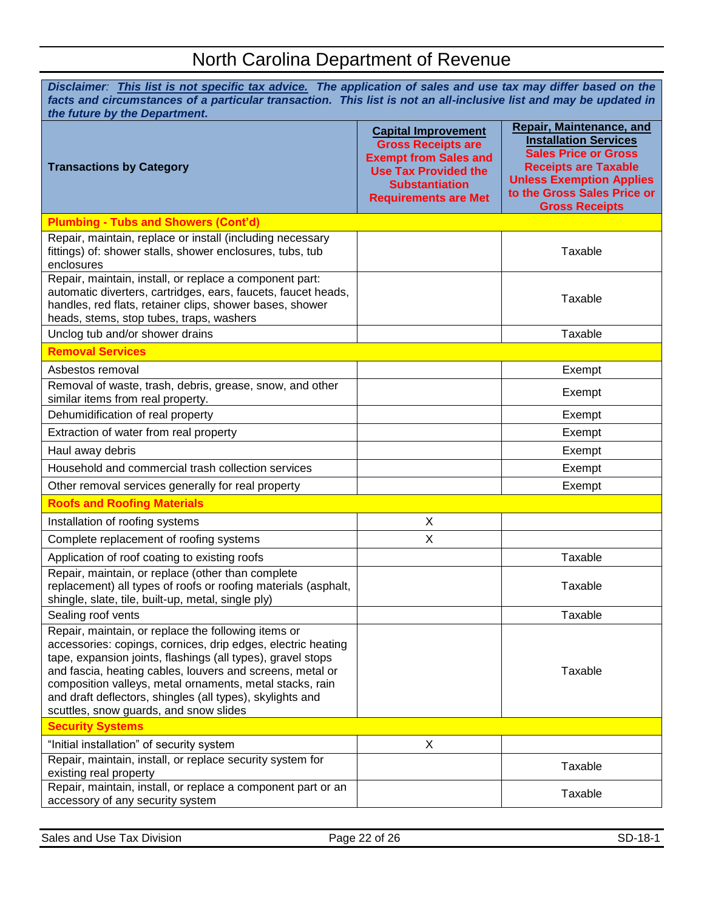# North Carolina Department of Revenue

***Disclaimer**: **This list is not specific tax advice.** **The application of sales and use tax may differ based on the facts and circumstances of a particular transaction. This list is not an all-inclusive list and may be updated in the future by the Department.***

| Transactions by Category | Capital Improvement Gross Receipts are Exempt from Sales and Use Tax Provided the Substantiation Requirements are Met | Repair, Maintenance, and Installation Services Sales Price or Gross Receipts are Taxable Unless Exemption Applies to the Gross Sales Price or Gross Receipts |
|---|---|---|
| **Plumbing - Tubs and Showers (Cont'd)** | | |
| Repair, maintain, replace or install (including necessary fittings) of: shower stalls, shower enclosures, tubs, tub enclosures | | Taxable |
| Repair, maintain, install, or replace a component part: automatic diverters, cartridges, ears, faucets, faucet heads, handles, red flats, retainer clips, shower bases, shower heads, stems, stop tubes, traps, washers | | Taxable |
| Unclog tub and/or shower drains | | Taxable |
| **Removal Services** | | |
| Asbestos removal | | Exempt |
| Removal of waste, trash, debris, grease, snow, and other similar items from real property. | | Exempt |
| Dehumidification of real property | | Exempt |
| Extraction of water from real property | | Exempt |
| Haul away debris | | Exempt |
| Household and commercial trash collection services | | Exempt |
| Other removal services generally for real property | | Exempt |
| **Roofs and Roofing Materials** | | |
| Installation of roofing systems | X | |
| Complete replacement of roofing systems | X | |
| Application of roof coating to existing roofs | | Taxable |
| Repair, maintain, or replace (other than complete replacement) all types of roofs or roofing materials (asphalt, shingle, slate, tile, built-up, metal, single ply) | | Taxable |
| Sealing roof vents | | Taxable |
| Repair, maintain, or replace the following items or accessories: copings, cornices, drip edges, electric heating tape, expansion joints, flashings (all types), gravel stops and fascia, heating cables, louvers and screens, metal or composition valleys, metal ornaments, metal stacks, rain and draft deflectors, shingles (all types), skylights and scuttles, snow guards, and snow slides | | Taxable |
| **Security Systems** | | |
| "Initial installation" of security system | X | |
| Repair, maintain, install, or replace security system for existing real property | | Taxable |
| Repair, maintain, install, or replace a component part or an accessory of any security system | | Taxable |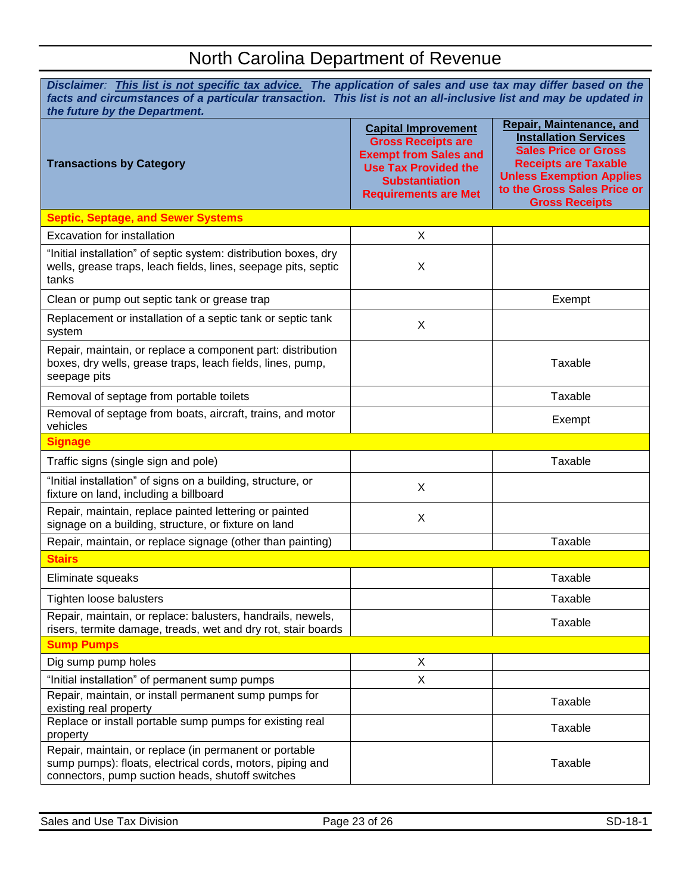# North Carolina Department of Revenue

***Disclaimer**: **This list is not specific tax advice.** **The application of sales and use tax may differ based on the facts and circumstances of a particular transaction. This list is not an all-inclusive list and may be updated in the future by the Department.***

| **Transactions by Category** | **Capital Improvement** **Gross Receipts are Exempt from Sales and Use Tax Provided the Substantiation Requirements are Met** | **Repair, Maintenance, and Installation Services** **Sales Price or Gross Receipts are Taxable Unless Exemption Applies to the Gross Sales Price or Gross Receipts** |
|---|---|---|
| **Septic, Septage, and Sewer Systems** | | |
| Excavation for installation | X | |
| "Initial installation" of septic system: distribution boxes, dry wells, grease traps, leach fields, lines, seepage pits, septic tanks | X | |
| Clean or pump out septic tank or grease trap | | Exempt |
| Replacement or installation of a septic tank or septic tank system | X | |
| Repair, maintain, or replace a component part: distribution boxes, dry wells, grease traps, leach fields, lines, pump, seepage pits | | Taxable |
| Removal of septage from portable toilets | | Taxable |
| Removal of septage from boats, aircraft, trains, and motor vehicles | | Exempt |
| **Signage** | | |
| Traffic signs (single sign and pole) | | Taxable |
| "Initial installation" of signs on a building, structure, or fixture on land, including a billboard | X | |
| Repair, maintain, replace painted lettering or painted signage on a building, structure, or fixture on land | X | |
| Repair, maintain, or replace signage (other than painting) | | Taxable |
| **Stairs** | | |
| Eliminate squeaks | | Taxable |
| Tighten loose balusters | | Taxable |
| Repair, maintain, or replace: balusters, handrails, newels, risers, termite damage, treads, wet and dry rot, stair boards | | Taxable |
| **Sump Pumps** | | |
| Dig sump pump holes | X | |
| "Initial installation" of permanent sump pumps | X | |
| Repair, maintain, or install permanent sump pumps for existing real property | | Taxable |
| Replace or install portable sump pumps for existing real property | | Taxable |
| Repair, maintain, or replace (in permanent or portable sump pumps): floats, electrical cords, motors, piping and connectors, pump suction heads, shutoff switches | | Taxable |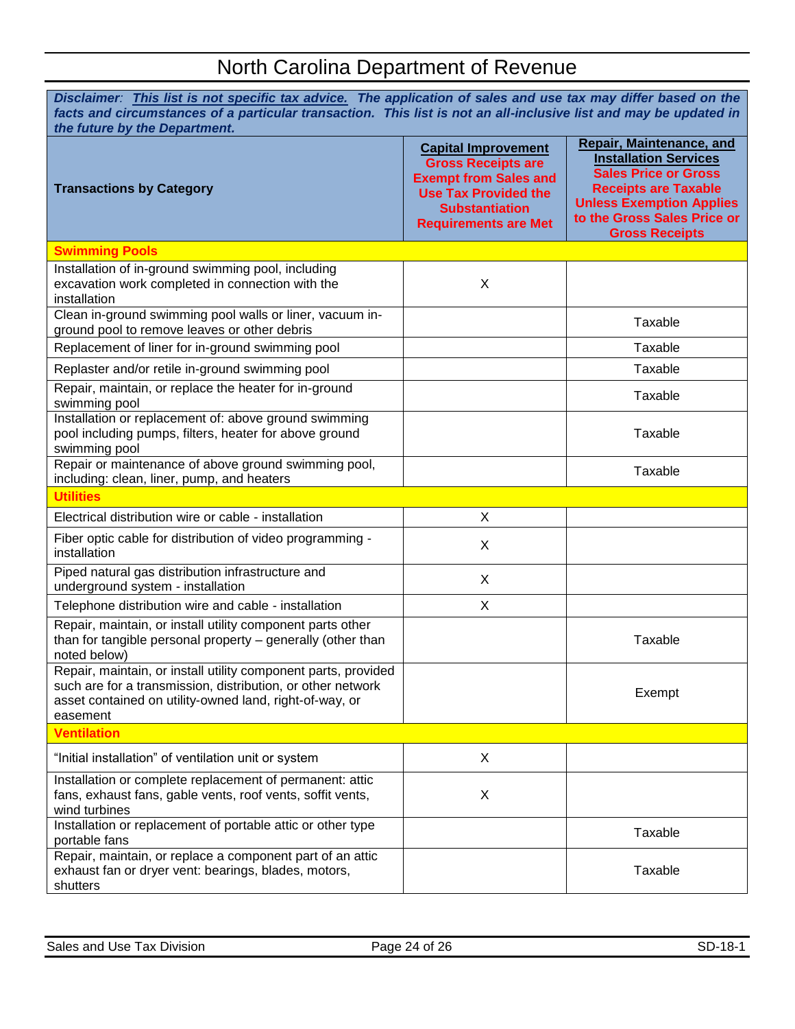# North Carolina Department of Revenue

***Disclaimer*: *This list is not specific tax advice.* The application of sales and use tax may differ based on the facts and circumstances of a particular transaction. This list is not an all-inclusive list and may be updated in the future by the Department.**

| Transactions by Category | Capital Improvement Gross Receipts are Exempt from Sales and Use Tax Provided the Substantiation Requirements are Met | Repair, Maintenance, and Installation Services Sales Price or Gross Receipts are Taxable Unless Exemption Applies to the Gross Sales Price or Gross Receipts |
|---|---|---|
| **Swimming Pools** | | |
| Installation of in-ground swimming pool, including excavation work completed in connection with the installation | X | |
| Clean in-ground swimming pool walls or liner, vacuum in-ground pool to remove leaves or other debris | | Taxable |
| Replacement of liner for in-ground swimming pool | | Taxable |
| Replaster and/or retile in-ground swimming pool | | Taxable |
| Repair, maintain, or replace the heater for in-ground swimming pool | | Taxable |
| Installation or replacement of: above ground swimming pool including pumps, filters, heater for above ground swimming pool | | Taxable |
| Repair or maintenance of above ground swimming pool, including: clean, liner, pump, and heaters | | Taxable |
| **Utilities** | | |
| Electrical distribution wire or cable - installation | X | |
| Fiber optic cable for distribution of video programming - installation | X | |
| Piped natural gas distribution infrastructure and underground system - installation | X | |
| Telephone distribution wire and cable - installation | X | |
| Repair, maintain, or install utility component parts other than for tangible personal property – generally (other than noted below) | | Taxable |
| Repair, maintain, or install utility component parts, provided such are for a transmission, distribution, or other network asset contained on utility-owned land, right-of-way, or easement | | Exempt |
| **Ventilation** | | |
| "Initial installation" of ventilation unit or system | X | |
| Installation or complete replacement of permanent: attic fans, exhaust fans, gable vents, roof vents, soffit vents, wind turbines | X | |
| Installation or replacement of portable attic or other type portable fans | | Taxable |
| Repair, maintain, or replace a component part of an attic exhaust fan or dryer vent: bearings, blades, motors, shutters | | Taxable |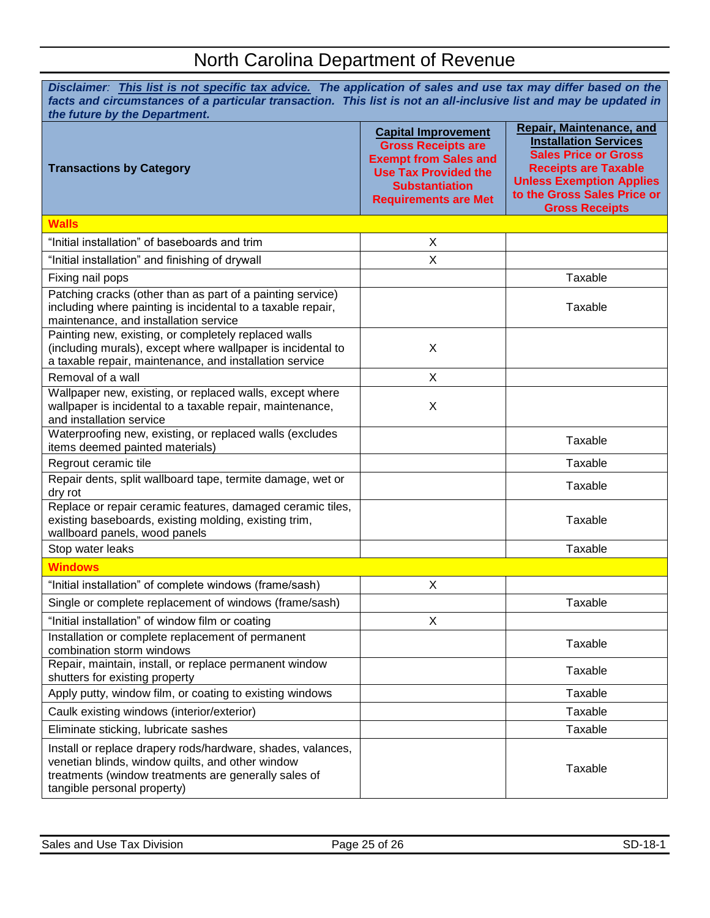# North Carolina Department of Revenue

***Disclaimer*:** ***This list is not specific tax advice.*** ***The application of sales and use tax may differ based on the facts and circumstances of a particular transaction. This list is not an all-inclusive list and may be updated in the future by the Department.***

| Transactions by Category | Capital Improvement Gross Receipts are Exempt from Sales and Use Tax Provided the Substantiation Requirements are Met | Repair, Maintenance, and Installation Services Sales Price or Gross Receipts are Taxable Unless Exemption Applies to the Gross Sales Price or Gross Receipts |
|---|---|---|
| **Walls** | | |
| "Initial installation" of baseboards and trim | X | |
| "Initial installation" and finishing of drywall | X | |
| Fixing nail pops | | Taxable |
| Patching cracks (other than as part of a painting service) including where painting is incidental to a taxable repair, maintenance, and installation service | | Taxable |
| Painting new, existing, or completely replaced walls (including murals), except where wallpaper is incidental to a taxable repair, maintenance, and installation service | X | |
| Removal of a wall | X | |
| Wallpaper new, existing, or replaced walls, except where wallpaper is incidental to a taxable repair, maintenance, and installation service | X | |
| Waterproofing new, existing, or replaced walls (excludes items deemed painted materials) | | Taxable |
| Regrout ceramic tile | | Taxable |
| Repair dents, split wallboard tape, termite damage, wet or dry rot | | Taxable |
| Replace or repair ceramic features, damaged ceramic tiles, existing baseboards, existing molding, existing trim, wallboard panels, wood panels | | Taxable |
| Stop water leaks | | Taxable |
| **Windows** | | |
| "Initial installation" of complete windows (frame/sash) | X | |
| Single or complete replacement of windows (frame/sash) | | Taxable |
| "Initial installation" of window film or coating | X | |
| Installation or complete replacement of permanent combination storm windows | | Taxable |
| Repair, maintain, install, or replace permanent window shutters for existing property | | Taxable |
| Apply putty, window film, or coating to existing windows | | Taxable |
| Caulk existing windows (interior/exterior) | | Taxable |
| Eliminate sticking, lubricate sashes | | Taxable |
| Install or replace drapery rods/hardware, shades, valances, venetian blinds, window quilts, and other window treatments (window treatments are generally sales of tangible personal property) | | Taxable |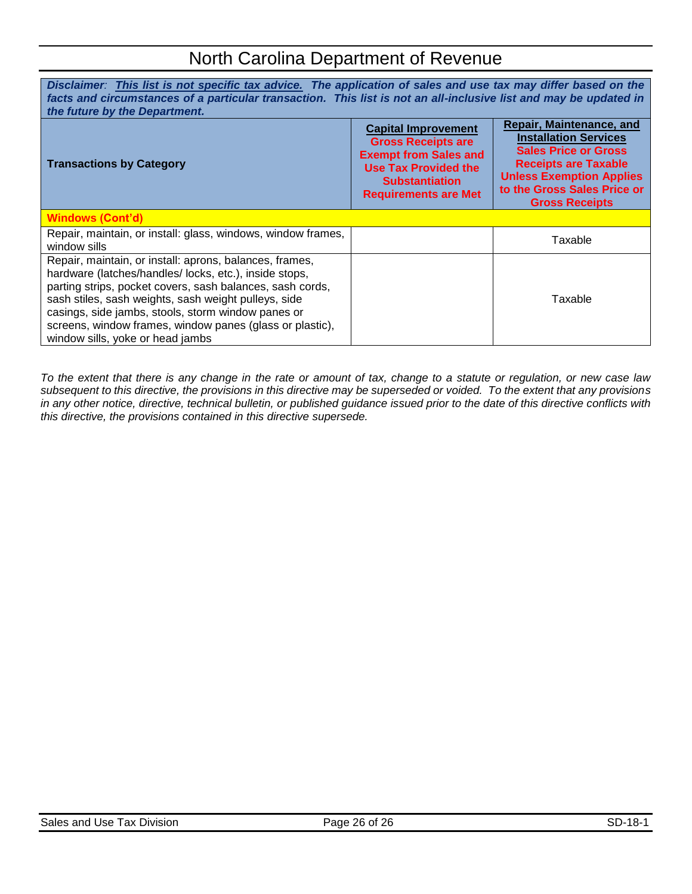# North Carolina Department of Revenue

***Disclaimer**: **This list is not specific tax advice.** **The application of sales and use tax may differ based on the facts and circumstances of a particular transaction. This list is not an all-inclusive list and may be updated in the future by the Department.***

| Transactions by Category | **Capital Improvement** **Gross Receipts are Exempt from Sales and Use Tax Provided the Substantiation Requirements are Met** | **Repair, Maintenance, and Installation Services** **Sales Price or Gross Receipts are Taxable Unless Exemption Applies to the Gross Sales Price or Gross Receipts** |
|---|---|---|
| **Windows (Cont'd)** | | |
| Repair, maintain, or install: glass, windows, window frames, window sills | | Taxable |
| Repair, maintain, or install: aprons, balances, frames, hardware (latches/handles/ locks, etc.), inside stops, parting strips, pocket covers, sash balances, sash cords, sash stiles, sash weights, sash weight pulleys, side casings, side jambs, stools, storm window panes or screens, window frames, window panes (glass or plastic), window sills, yoke or head jambs | | Taxable |

*To the extent that there is any change in the rate or amount of tax, change to a statute or regulation, or new case law subsequent to this directive, the provisions in this directive may be superseded or voided. To the extent that any provisions in any other notice, directive, technical bulletin, or published guidance issued prior to the date of this directive conflicts with this directive, the provisions contained in this directive supersede.*